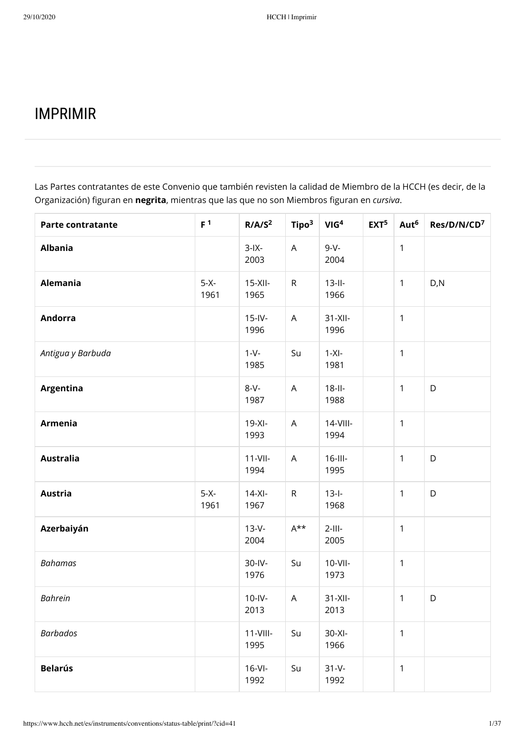# IMPRIMIR

Las Partes contratantes de este Convenio que también revisten la calidad de Miembro de la HCCH (es decir, de la Organización) figuran en **negrita**, mientras que las que no son Miembros figuran en *cursiva*.

| Parte contratante | F [1] | R/A/S[2] | Tipo[3] | VIG[4] | EXT[5] | Aut[6] | Res/D/N/CD[7] |
|---|---|---|---|---|---|---|---|
| **Albania** | | 3-IX-2003 | A | 9-V-2004 | | 1 | |
| **Alemania** | 5-X-1961 | 15-XII-1965 | R | 13-II-1966 | | 1 | D,N |
| **Andorra** | | 15-IV-1996 | A | 31-XII-1996 | | 1 | |
| *Antigua y Barbuda* | | 1-V-1985 | Su | 1-XI-1981 | | 1 | |
| **Argentina** | | 8-V-1987 | A | 18-II-1988 | | 1 | D |
| **Armenia** | | 19-XI-1993 | A | 14-VIII-1994 | | 1 | |
| **Australia** | | 11-VII-1994 | A | 16-III-1995 | | 1 | D |
| **Austria** | 5-X-1961 | 14-XI-1967 | R | 13-I-1968 | | 1 | D |
| **Azerbaiyán** | | 13-V-2004 | A** | 2-III-2005 | | 1 | |
| *Bahamas* | | 30-IV-1976 | Su | 10-VII-1973 | | 1 | |
| *Bahrein* | | 10-IV-2013 | A | 31-XII-2013 | | 1 | D |
| *Barbados* | | 11-VIII-1995 | Su | 30-XI-1966 | | 1 | |
| **Belarús** | | 16-VI-1992 | Su | 31-V-1992 | | 1 | |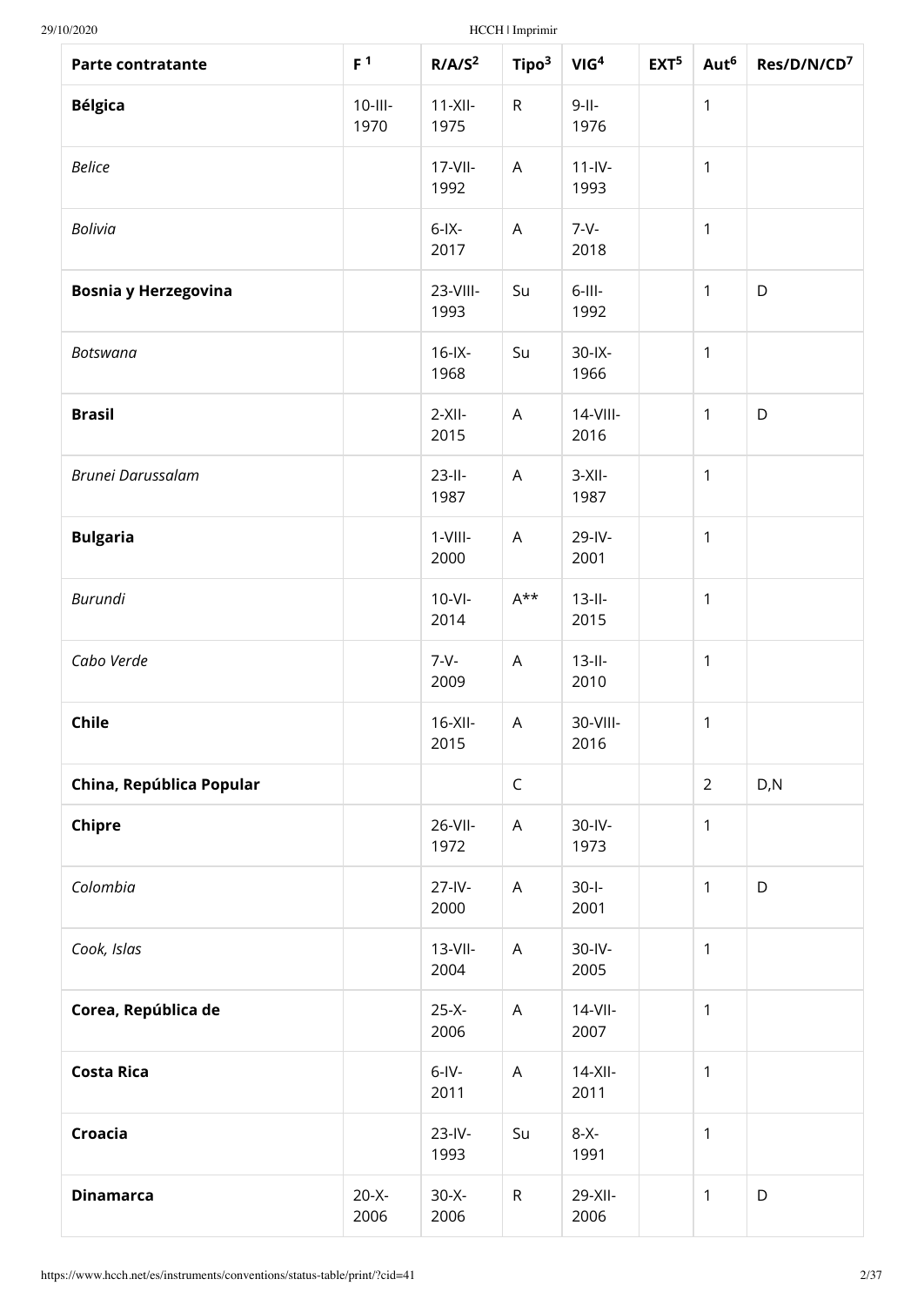| Parte contratante | F [1] | R/A/S[2] | Tipo[3] | VIG[4] | EXT[5] | Aut[6] | Res/D/N/CD[7] |
|---|---|---|---|---|---|---|---|
| **Bélgica** | 10-III-1970 | 11-XII-1975 | R | 9-II-1976 | | 1 | |
| *Belice* | | 17-VII-1992 | A | 11-IV-1993 | | 1 | |
| *Bolivia* | | 6-IX-2017 | A | 7-V-2018 | | 1 | |
| **Bosnia y Herzegovina** | | 23-VIII-1993 | Su | 6-III-1992 | | 1 | D |
| *Botswana* | | 16-IX-1968 | Su | 30-IX-1966 | | 1 | |
| **Brasil** | | 2-XII-2015 | A | 14-VIII-2016 | | 1 | D |
| *Brunei Darussalam* | | 23-II-1987 | A | 3-XII-1987 | | 1 | |
| **Bulgaria** | | 1-VIII-2000 | A | 29-IV-2001 | | 1 | |
| *Burundi* | | 10-VI-2014 | A** | 13-II-2015 | | 1 | |
| *Cabo Verde* | | 7-V-2009 | A | 13-II-2010 | | 1 | |
| **Chile** | | 16-XII-2015 | A | 30-VIII-2016 | | 1 | |
| **China, República Popular** | | | C | | | 2 | D,N |
| **Chipre** | | 26-VII-1972 | A | 30-IV-1973 | | 1 | |
| *Colombia* | | 27-IV-2000 | A | 30-I-2001 | | 1 | D |
| *Cook, Islas* | | 13-VII-2004 | A | 30-IV-2005 | | 1 | |
| **Corea, República de** | | 25-X-2006 | A | 14-VII-2007 | | 1 | |
| **Costa Rica** | | 6-IV-2011 | A | 14-XII-2011 | | 1 | |
| **Croacia** | | 23-IV-1993 | Su | 8-X-1991 | | 1 | |
| **Dinamarca** | 20-X-2006 | 30-X-2006 | R | 29-XII-2006 | | 1 | D |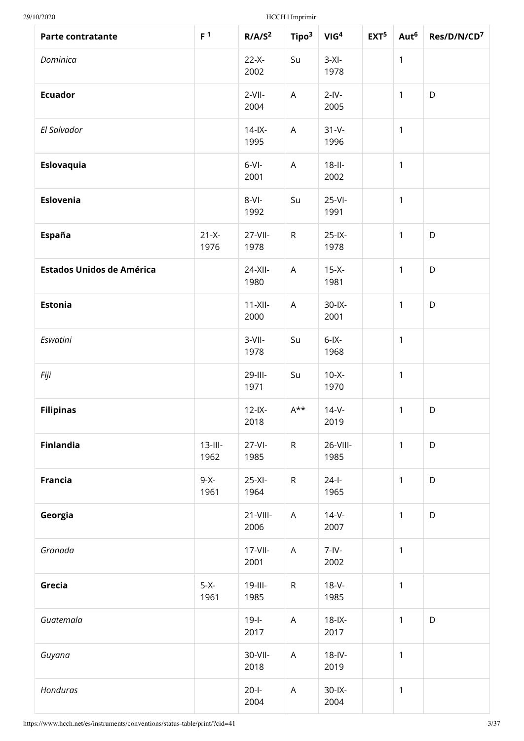| Parte contratante | F [1] | R/A/S[2] | Tipo[3] | VIG[4] | EXT[5] | Aut[6] | Res/D/N/CD[7] |
|---|---|---|---|---|---|---|---|
| *Dominica* | | 22-X-2002 | Su | 3-XI-1978 | | 1 | |
| **Ecuador** | | 2-VII-2004 | A | 2-IV-2005 | | 1 | D |
| *El Salvador* | | 14-IX-1995 | A | 31-V-1996 | | 1 | |
| **Eslovaquia** | | 6-VI-2001 | A | 18-II-2002 | | 1 | |
| **Eslovenia** | | 8-VI-1992 | Su | 25-VI-1991 | | 1 | |
| **España** | 21-X-1976 | 27-VII-1978 | R | 25-IX-1978 | | 1 | D |
| **Estados Unidos de América** | | 24-XII-1980 | A | 15-X-1981 | | 1 | D |
| **Estonia** | | 11-XII-2000 | A | 30-IX-2001 | | 1 | D |
| *Eswatini* | | 3-VII-1978 | Su | 6-IX-1968 | | 1 | |
| *Fiji* | | 29-III-1971 | Su | 10-X-1970 | | 1 | |
| **Filipinas** | | 12-IX-2018 | A** | 14-V-2019 | | 1 | D |
| **Finlandia** | 13-III-1962 | 27-VI-1985 | R | 26-VIII-1985 | | 1 | D |
| **Francia** | 9-X-1961 | 25-XI-1964 | R | 24-I-1965 | | 1 | D |
| **Georgia** | | 21-VIII-2006 | A | 14-V-2007 | | 1 | D |
| *Granada* | | 17-VII-2001 | A | 7-IV-2002 | | 1 | |
| **Grecia** | 5-X-1961 | 19-III-1985 | R | 18-V-1985 | | 1 | |
| *Guatemala* | | 19-I-2017 | A | 18-IX-2017 | | 1 | D |
| *Guyana* | | 30-VII-2018 | A | 18-IV-2019 | | 1 | |
| *Honduras* | | 20-I-2004 | A | 30-IX-2004 | | 1 | |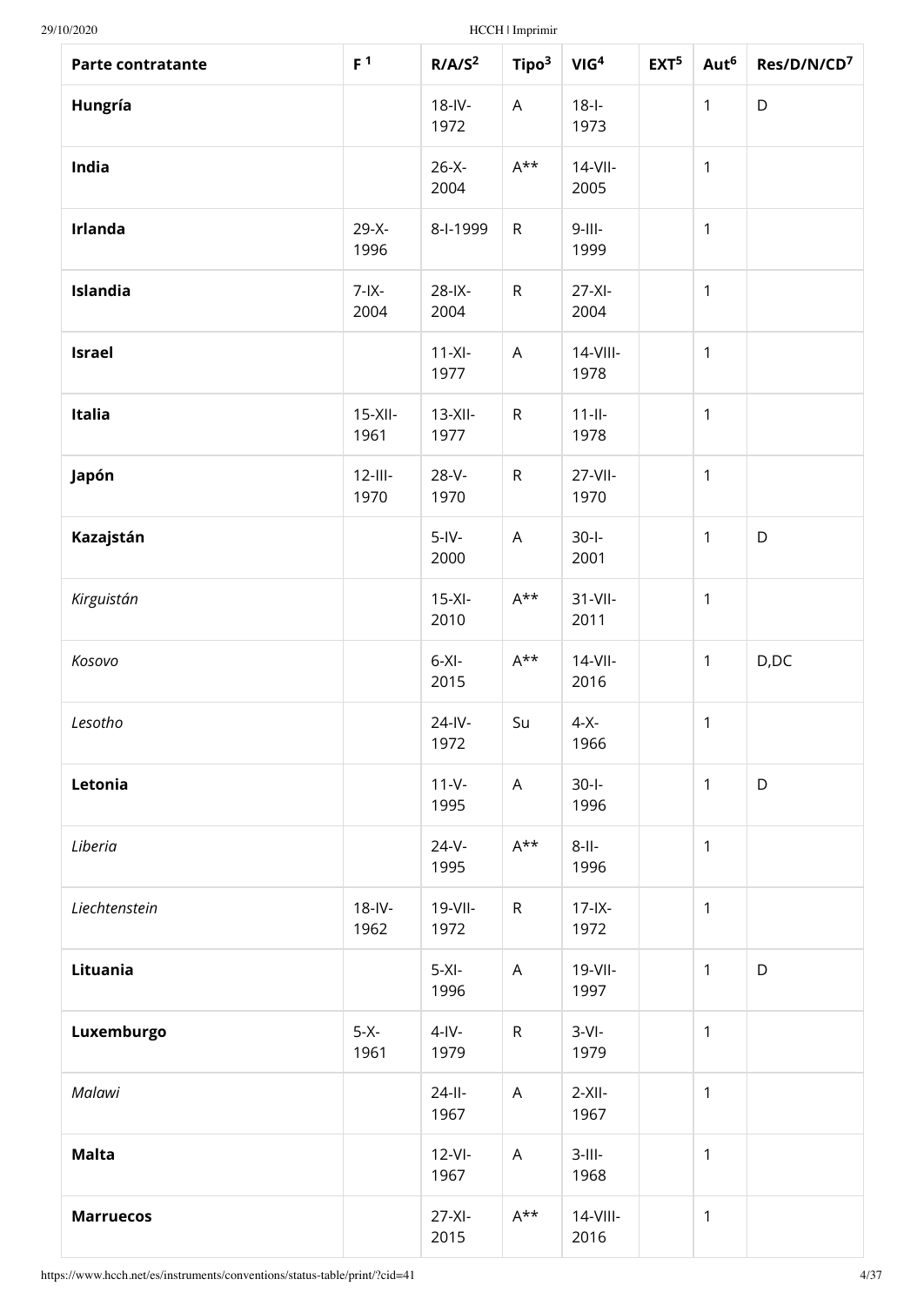| Parte contratante | F[1] | R/A/S[2] | Tipo[3] | VIG[4] | EXT[5] | Aut[6] | Res/D/N/CD[7] |
|---|---|---|---|---|---|---|---|
| **Hungría** | | 18-IV-1972 | A | 18-I-1973 | | 1 | D |
| **India** | | 26-X-2004 | A** | 14-VII-2005 | | 1 | |
| **Irlanda** | 29-X-1996 | 8-I-1999 | R | 9-III-1999 | | 1 | |
| **Islandia** | 7-IX-2004 | 28-IX-2004 | R | 27-XI-2004 | | 1 | |
| **Israel** | | 11-XI-1977 | A | 14-VIII-1978 | | 1 | |
| **Italia** | 15-XII-1961 | 13-XII-1977 | R | 11-II-1978 | | 1 | |
| **Japón** | 12-III-1970 | 28-V-1970 | R | 27-VII-1970 | | 1 | |
| **Kazajstán** | | 5-IV-2000 | A | 30-I-2001 | | 1 | D |
| *Kirguistán* | | 15-XI-2010 | A** | 31-VII-2011 | | 1 | |
| *Kosovo* | | 6-XI-2015 | A** | 14-VII-2016 | | 1 | D,DC |
| *Lesotho* | | 24-IV-1972 | Su | 4-X-1966 | | 1 | |
| **Letonia** | | 11-V-1995 | A | 30-I-1996 | | 1 | D |
| *Liberia* | | 24-V-1995 | A** | 8-II-1996 | | 1 | |
| *Liechtenstein* | 18-IV-1962 | 19-VII-1972 | R | 17-IX-1972 | | 1 | |
| **Lituania** | | 5-XI-1996 | A | 19-VII-1997 | | 1 | D |
| **Luxemburgo** | 5-X-1961 | 4-IV-1979 | R | 3-VI-1979 | | 1 | |
| *Malawi* | | 24-II-1967 | A | 2-XII-1967 | | 1 | |
| **Malta** | | 12-VI-1967 | A | 3-III-1968 | | 1 | |
| **Marruecos** | | 27-XI-2015 | A** | 14-VIII-2016 | | 1 | |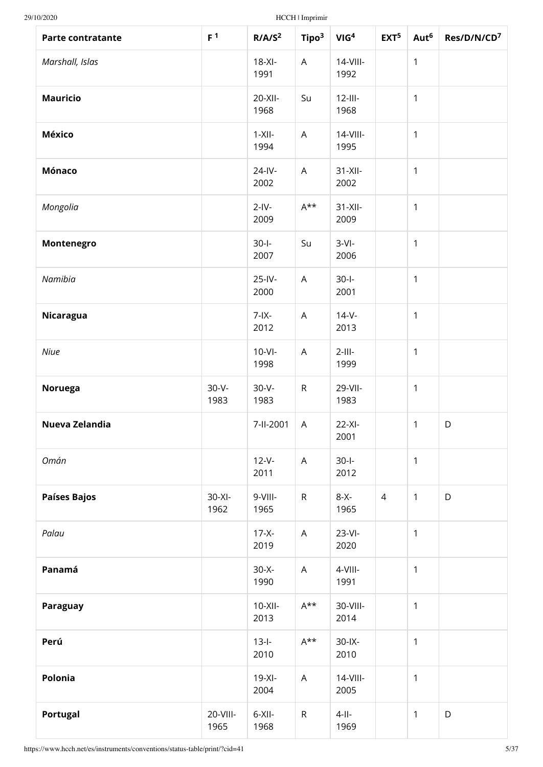| Parte contratante | F [1] | R/A/S [2] | Tipo [3] | VIG [4] | EXT [5] | Aut [6] | Res/D/N/CD [7] |
|---|---|---|---|---|---|---|---|
| *Marshall, Islas* | | 18-XI-1991 | A | 14-VIII-1992 | | 1 | |
| **Mauricio** | | 20-XII-1968 | Su | 12-III-1968 | | 1 | |
| **México** | | 1-XII-1994 | A | 14-VIII-1995 | | 1 | |
| **Mónaco** | | 24-IV-2002 | A | 31-XII-2002 | | 1 | |
| *Mongolia* | | 2-IV-2009 | A** | 31-XII-2009 | | 1 | |
| **Montenegro** | | 30-I-2007 | Su | 3-VI-2006 | | 1 | |
| *Namibia* | | 25-IV-2000 | A | 30-I-2001 | | 1 | |
| **Nicaragua** | | 7-IX-2012 | A | 14-V-2013 | | 1 | |
| *Niue* | | 10-VI-1998 | A | 2-III-1999 | | 1 | |
| **Noruega** | 30-V-1983 | 30-V-1983 | R | 29-VII-1983 | | 1 | |
| **Nueva Zelandia** | | 7-II-2001 | A | 22-XI-2001 | | 1 | D |
| *Omán* | | 12-V-2011 | A | 30-I-2012 | | 1 | |
| **Países Bajos** | 30-XI-1962 | 9-VIII-1965 | R | 8-X-1965 | 4 | 1 | D |
| *Palau* | | 17-X-2019 | A | 23-VI-2020 | | 1 | |
| **Panamá** | | 30-X-1990 | A | 4-VIII-1991 | | 1 | |
| **Paraguay** | | 10-XII-2013 | A** | 30-VIII-2014 | | 1 | |
| **Perú** | | 13-I-2010 | A** | 30-IX-2010 | | 1 | |
| **Polonia** | | 19-XI-2004 | A | 14-VIII-2005 | | 1 | |
| **Portugal** | 20-VIII-1965 | 6-XII-1968 | R | 4-II-1969 | | 1 | D |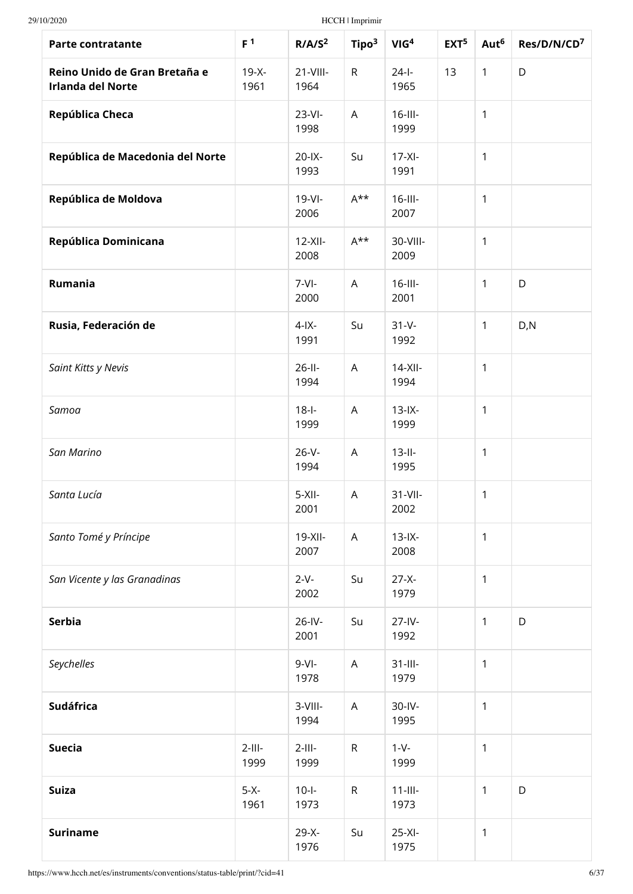| Parte contratante | F [1] | R/A/S[2] | Tipo[3] | VIG[4] | EXT[5] | Aut[6] | Res/D/N/CD[7] |
|---|---|---|---|---|---|---|---|
| **Reino Unido de Gran Bretaña e Irlanda del Norte** | 19-X-1961 | 21-VIII-1964 | R | 24-I-1965 | 13 | 1 | D |
| **República Checa** | | 23-VI-1998 | A | 16-III-1999 | | 1 | |
| **República de Macedonia del Norte** | | 20-IX-1993 | Su | 17-XI-1991 | | 1 | |
| **República de Moldova** | | 19-VI-2006 | A** | 16-III-2007 | | 1 | |
| **República Dominicana** | | 12-XII-2008 | A** | 30-VIII-2009 | | 1 | |
| **Rumania** | | 7-VI-2000 | A | 16-III-2001 | | 1 | D |
| **Rusia, Federación de** | | 4-IX-1991 | Su | 31-V-1992 | | 1 | D,N |
| *Saint Kitts y Nevis* | | 26-II-1994 | A | 14-XII-1994 | | 1 | |
| *Samoa* | | 18-I-1999 | A | 13-IX-1999 | | 1 | |
| *San Marino* | | 26-V-1994 | A | 13-II-1995 | | 1 | |
| *Santa Lucía* | | 5-XII-2001 | A | 31-VII-2002 | | 1 | |
| *Santo Tomé y Príncipe* | | 19-XII-2007 | A | 13-IX-2008 | | 1 | |
| *San Vicente y las Granadinas* | | 2-V-2002 | Su | 27-X-1979 | | 1 | |
| **Serbia** | | 26-IV-2001 | Su | 27-IV-1992 | | 1 | D |
| *Seychelles* | | 9-VI-1978 | A | 31-III-1979 | | 1 | |
| **Sudáfrica** | | 3-VIII-1994 | A | 30-IV-1995 | | 1 | |
| **Suecia** | 2-III-1999 | 2-III-1999 | R | 1-V-1999 | | 1 | |
| **Suiza** | 5-X-1961 | 10-I-1973 | R | 11-III-1973 | | 1 | D |
| **Suriname** | | 29-X-1976 | Su | 25-XI-1975 | | 1 | |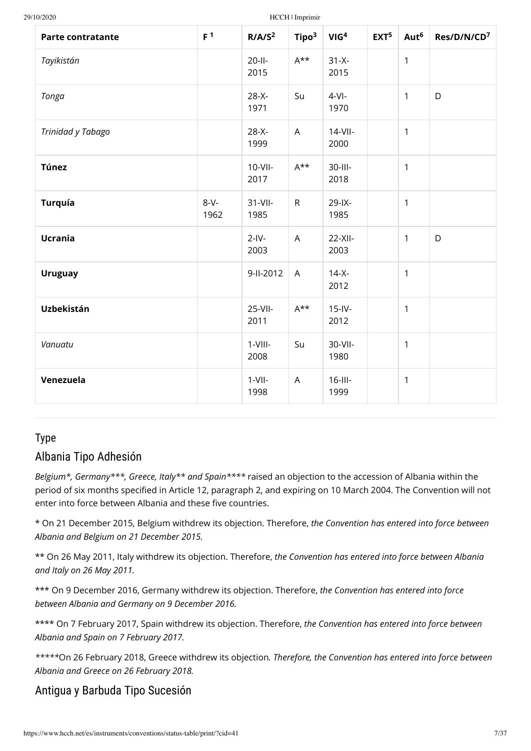| Parte contratante | F [1] | R/A/S[2] | Tipo[3] | VIG[4] | EXT[5] | Aut[6] | Res/D/N/CD[7] |
|---|---|---|---|---|---|---|---|
| *Tayikistán* | | 20-II-2015 | A** | 31-X-2015 | | 1 | |
| *Tonga* | | 28-X-1971 | Su | 4-VI-1970 | | 1 | D |
| *Trinidad y Tabago* | | 28-X-1999 | A | 14-VII-2000 | | 1 | |
| **Túnez** | | 10-VII-2017 | A** | 30-III-2018 | | 1 | |
| **Turquía** | 8-V-1962 | 31-VII-1985 | R | 29-IX-1985 | | 1 | |
| **Ucrania** | | 2-IV-2003 | A | 22-XII-2003 | | 1 | D |
| **Uruguay** | | 9-II-2012 | A | 14-X-2012 | | 1 | |
| **Uzbekistán** | | 25-VII-2011 | A** | 15-IV-2012 | | 1 | |
| *Vanuatu* | | 1-VIII-2008 | Su | 30-VII-1980 | | 1 | |
| **Venezuela** | | 1-VII-1998 | A | 16-III-1999 | | 1 | |

## Type

## Albania Tipo Adhesión

*Belgium\*, Germany\*\*\*, Greece, Italy\*\* and Spain\*\*\*\** raised an objection to the accession of Albania within the period of six months specified in Article 12, paragraph 2, and expiring on 10 March 2004. The Convention will not enter into force between Albania and these five countries.

\* On 21 December 2015, Belgium withdrew its objection. Therefore, *the Convention has entered into force between Albania and Belgium on 21 December 2015.*

\*\* On 26 May 2011, Italy withdrew its objection. Therefore, *the Convention has entered into force between Albania and Italy on 26 May 2011.*

\*\*\* On 9 December 2016, Germany withdrew its objection. Therefore, *the Convention has entered into force between Albania and Germany on 9 December 2016.*

\*\*\*\* On 7 February 2017, Spain withdrew its objection. Therefore, *the Convention has entered into force between Albania and Spain on 7 February 2017.*

*\*\*\*\*\**On 26 February 2018, Greece withdrew its objection*. Therefore, the Convention has entered into force between Albania and Greece on 26 February 2018.*

## Antigua y Barbuda Tipo Sucesión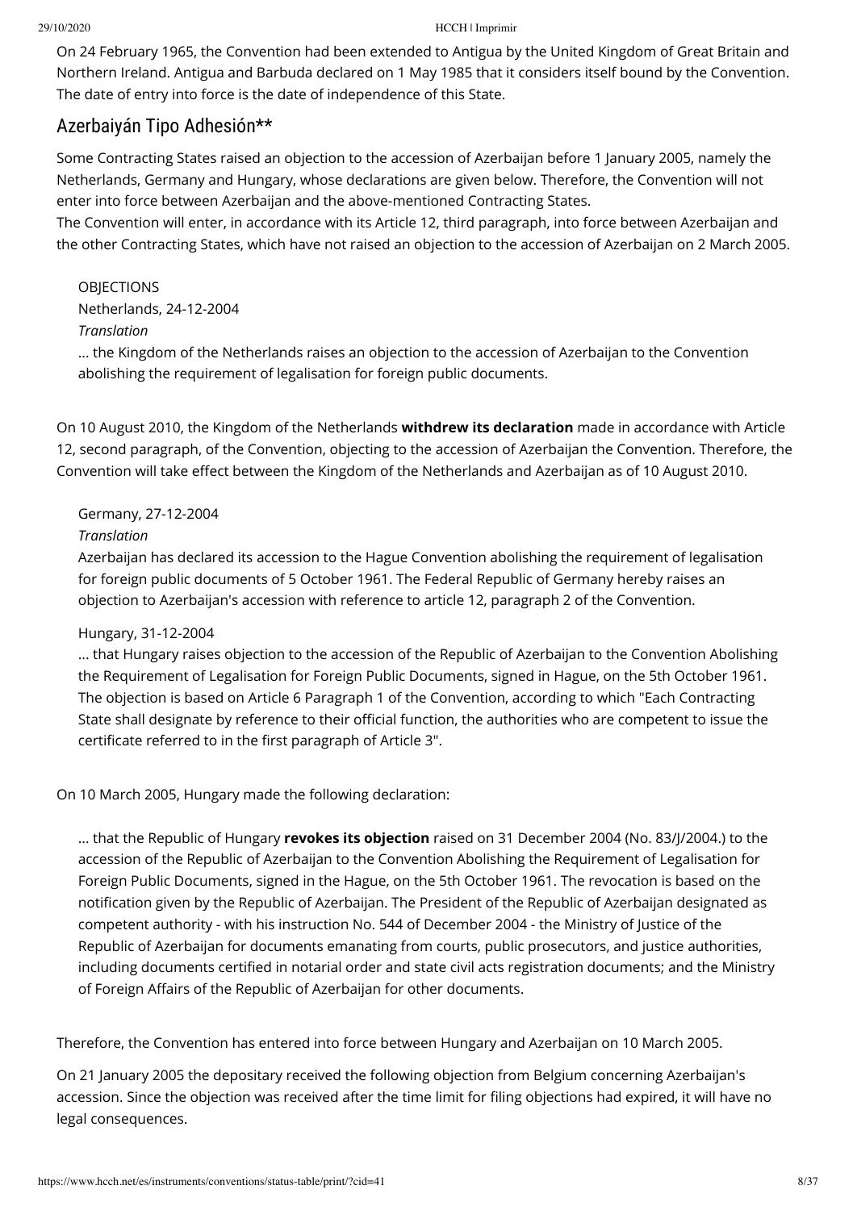On 24 February 1965, the Convention had been extended to Antigua by the United Kingdom of Great Britain and Northern Ireland. Antigua and Barbuda declared on 1 May 1985 that it considers itself bound by the Convention. The date of entry into force is the date of independence of this State.

## Azerbaiyán Tipo Adhesión**

Some Contracting States raised an objection to the accession of Azerbaijan before 1 January 2005, namely the Netherlands, Germany and Hungary, whose declarations are given below. Therefore, the Convention will not enter into force between Azerbaijan and the above-mentioned Contracting States.
The Convention will enter, in accordance with its Article 12, third paragraph, into force between Azerbaijan and the other Contracting States, which have not raised an objection to the accession of Azerbaijan on 2 March 2005.

> OBJECTIONS
> Netherlands, 24-12-2004
> *Translation*
> ... the Kingdom of the Netherlands raises an objection to the accession of Azerbaijan to the Convention abolishing the requirement of legalisation for foreign public documents.

On 10 August 2010, the Kingdom of the Netherlands **withdrew its declaration** made in accordance with Article 12, second paragraph, of the Convention, objecting to the accession of Azerbaijan the Convention. Therefore, the Convention will take effect between the Kingdom of the Netherlands and Azerbaijan as of 10 August 2010.

> Germany, 27-12-2004
> *Translation*
> Azerbaijan has declared its accession to the Hague Convention abolishing the requirement of legalisation for foreign public documents of 5 October 1961. The Federal Republic of Germany hereby raises an objection to Azerbaijan's accession with reference to article 12, paragraph 2 of the Convention.
>
> Hungary, 31-12-2004
> ... that Hungary raises objection to the accession of the Republic of Azerbaijan to the Convention Abolishing the Requirement of Legalisation for Foreign Public Documents, signed in Hague, on the 5th October 1961. The objection is based on Article 6 Paragraph 1 of the Convention, according to which "Each Contracting State shall designate by reference to their official function, the authorities who are competent to issue the certificate referred to in the first paragraph of Article 3".

On 10 March 2005, Hungary made the following declaration:

> ... that the Republic of Hungary **revokes its objection** raised on 31 December 2004 (No. 83/J/2004.) to the accession of the Republic of Azerbaijan to the Convention Abolishing the Requirement of Legalisation for Foreign Public Documents, signed in the Hague, on the 5th October 1961. The revocation is based on the notification given by the Republic of Azerbaijan. The President of the Republic of Azerbaijan designated as competent authority - with his instruction No. 544 of December 2004 - the Ministry of Justice of the Republic of Azerbaijan for documents emanating from courts, public prosecutors, and justice authorities, including documents certified in notarial order and state civil acts registration documents; and the Ministry of Foreign Affairs of the Republic of Azerbaijan for other documents.

Therefore, the Convention has entered into force between Hungary and Azerbaijan on 10 March 2005.

On 21 January 2005 the depositary received the following objection from Belgium concerning Azerbaijan's accession. Since the objection was received after the time limit for filing objections had expired, it will have no legal consequences.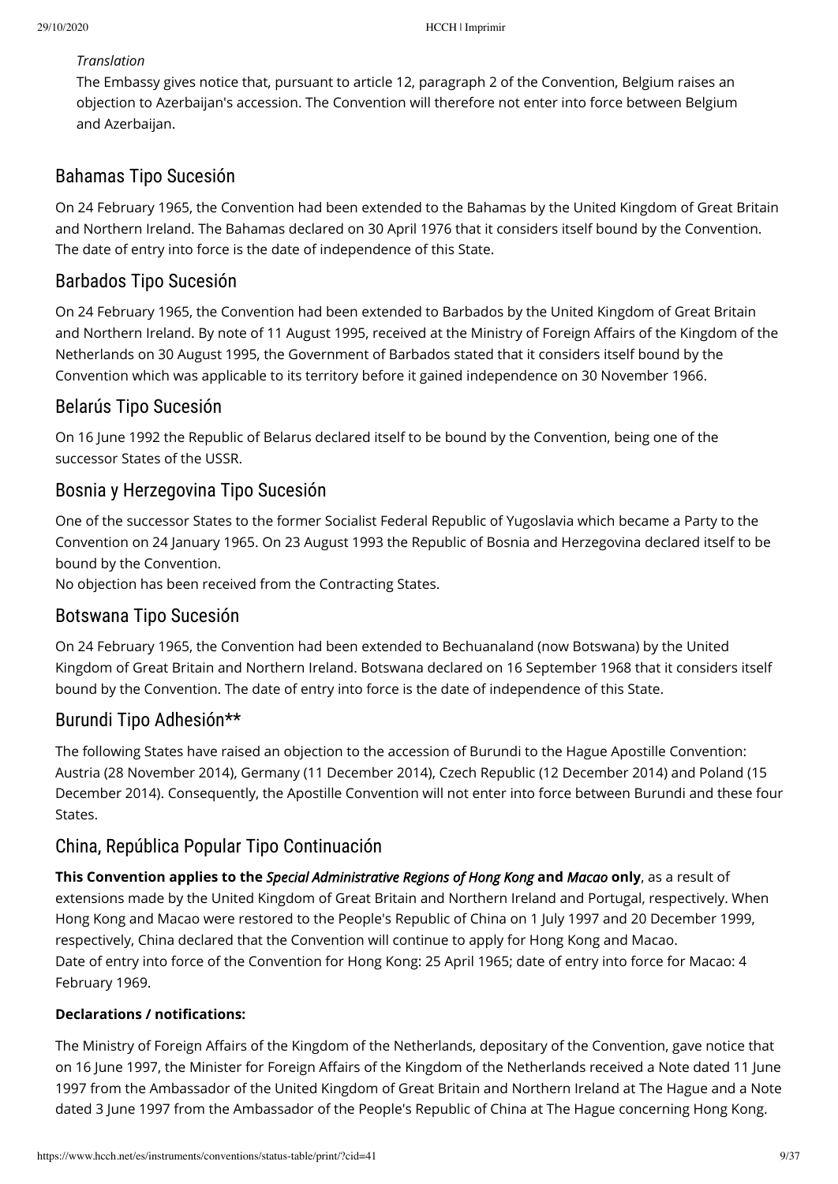*Translation*

The Embassy gives notice that, pursuant to article 12, paragraph 2 of the Convention, Belgium raises an objection to Azerbaijan's accession. The Convention will therefore not enter into force between Belgium and Azerbaijan.

## Bahamas Tipo Sucesión

On 24 February 1965, the Convention had been extended to the Bahamas by the United Kingdom of Great Britain and Northern Ireland. The Bahamas declared on 30 April 1976 that it considers itself bound by the Convention. The date of entry into force is the date of independence of this State.

## Barbados Tipo Sucesión

On 24 February 1965, the Convention had been extended to Barbados by the United Kingdom of Great Britain and Northern Ireland. By note of 11 August 1995, received at the Ministry of Foreign Affairs of the Kingdom of the Netherlands on 30 August 1995, the Government of Barbados stated that it considers itself bound by the Convention which was applicable to its territory before it gained independence on 30 November 1966.

## Belarús Tipo Sucesión

On 16 June 1992 the Republic of Belarus declared itself to be bound by the Convention, being one of the successor States of the USSR.

## Bosnia y Herzegovina Tipo Sucesión

One of the successor States to the former Socialist Federal Republic of Yugoslavia which became a Party to the Convention on 24 January 1965. On 23 August 1993 the Republic of Bosnia and Herzegovina declared itself to be bound by the Convention.
No objection has been received from the Contracting States.

## Botswana Tipo Sucesión

On 24 February 1965, the Convention had been extended to Bechuanaland (now Botswana) by the United Kingdom of Great Britain and Northern Ireland. Botswana declared on 16 September 1968 that it considers itself bound by the Convention. The date of entry into force is the date of independence of this State.

## Burundi Tipo Adhesión**

The following States have raised an objection to the accession of Burundi to the Hague Apostille Convention: Austria (28 November 2014), Germany (11 December 2014), Czech Republic (12 December 2014) and Poland (15 December 2014). Consequently, the Apostille Convention will not enter into force between Burundi and these four States.

## China, República Popular Tipo Continuación

**This Convention applies to the *Special Administrative Regions of Hong Kong* and *Macao* only**, as a result of extensions made by the United Kingdom of Great Britain and Northern Ireland and Portugal, respectively. When Hong Kong and Macao were restored to the People's Republic of China on 1 July 1997 and 20 December 1999, respectively, China declared that the Convention will continue to apply for Hong Kong and Macao.
Date of entry into force of the Convention for Hong Kong: 25 April 1965; date of entry into force for Macao: 4 February 1969.

**Declarations / notifications:**

The Ministry of Foreign Affairs of the Kingdom of the Netherlands, depositary of the Convention, gave notice that on 16 June 1997, the Minister for Foreign Affairs of the Kingdom of the Netherlands received a Note dated 11 June 1997 from the Ambassador of the United Kingdom of Great Britain and Northern Ireland at The Hague and a Note dated 3 June 1997 from the Ambassador of the People's Republic of China at The Hague concerning Hong Kong.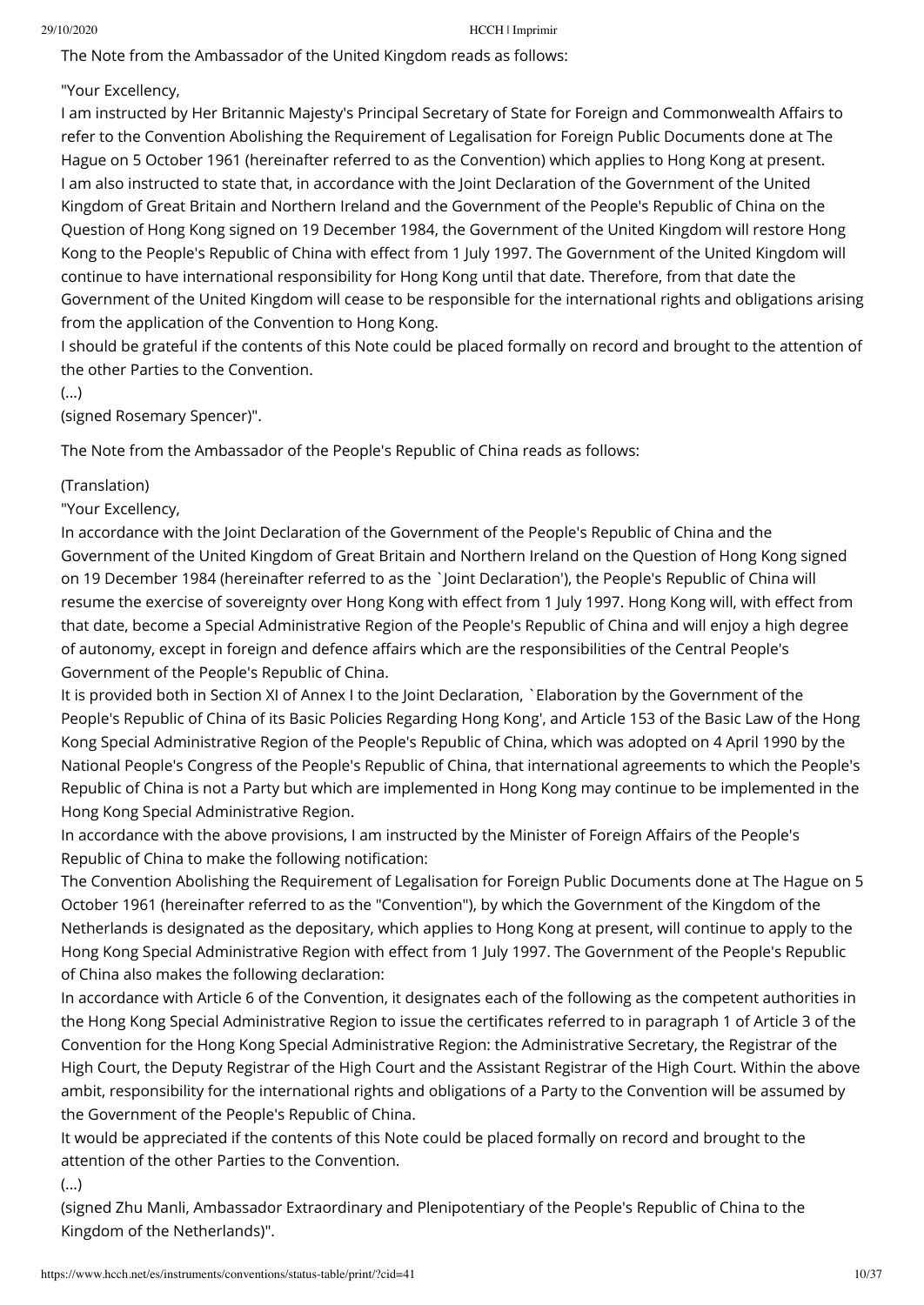The Note from the Ambassador of the United Kingdom reads as follows:

"Your Excellency,

I am instructed by Her Britannic Majesty's Principal Secretary of State for Foreign and Commonwealth Affairs to refer to the Convention Abolishing the Requirement of Legalisation for Foreign Public Documents done at The Hague on 5 October 1961 (hereinafter referred to as the Convention) which applies to Hong Kong at present.

I am also instructed to state that, in accordance with the Joint Declaration of the Government of the United Kingdom of Great Britain and Northern Ireland and the Government of the People's Republic of China on the Question of Hong Kong signed on 19 December 1984, the Government of the United Kingdom will restore Hong Kong to the People's Republic of China with effect from 1 July 1997. The Government of the United Kingdom will continue to have international responsibility for Hong Kong until that date. Therefore, from that date the Government of the United Kingdom will cease to be responsible for the international rights and obligations arising from the application of the Convention to Hong Kong.

I should be grateful if the contents of this Note could be placed formally on record and brought to the attention of the other Parties to the Convention.

(...)

(signed Rosemary Spencer)".

The Note from the Ambassador of the People's Republic of China reads as follows:

(Translation)

"Your Excellency,

In accordance with the Joint Declaration of the Government of the People's Republic of China and the Government of the United Kingdom of Great Britain and Northern Ireland on the Question of Hong Kong signed on 19 December 1984 (hereinafter referred to as the `Joint Declaration'), the People's Republic of China will resume the exercise of sovereignty over Hong Kong with effect from 1 July 1997. Hong Kong will, with effect from that date, become a Special Administrative Region of the People's Republic of China and will enjoy a high degree of autonomy, except in foreign and defence affairs which are the responsibilities of the Central People's Government of the People's Republic of China.

It is provided both in Section XI of Annex I to the Joint Declaration, `Elaboration by the Government of the People's Republic of China of its Basic Policies Regarding Hong Kong', and Article 153 of the Basic Law of the Hong Kong Special Administrative Region of the People's Republic of China, which was adopted on 4 April 1990 by the National People's Congress of the People's Republic of China, that international agreements to which the People's Republic of China is not a Party but which are implemented in Hong Kong may continue to be implemented in the Hong Kong Special Administrative Region.

In accordance with the above provisions, I am instructed by the Minister of Foreign Affairs of the People's Republic of China to make the following notification:

The Convention Abolishing the Requirement of Legalisation for Foreign Public Documents done at The Hague on 5 October 1961 (hereinafter referred to as the "Convention"), by which the Government of the Kingdom of the Netherlands is designated as the depositary, which applies to Hong Kong at present, will continue to apply to the Hong Kong Special Administrative Region with effect from 1 July 1997. The Government of the People's Republic of China also makes the following declaration:

In accordance with Article 6 of the Convention, it designates each of the following as the competent authorities in the Hong Kong Special Administrative Region to issue the certificates referred to in paragraph 1 of Article 3 of the Convention for the Hong Kong Special Administrative Region: the Administrative Secretary, the Registrar of the High Court, the Deputy Registrar of the High Court and the Assistant Registrar of the High Court. Within the above ambit, responsibility for the international rights and obligations of a Party to the Convention will be assumed by the Government of the People's Republic of China.

It would be appreciated if the contents of this Note could be placed formally on record and brought to the attention of the other Parties to the Convention.

(...)

(signed Zhu Manli, Ambassador Extraordinary and Plenipotentiary of the People's Republic of China to the Kingdom of the Netherlands)".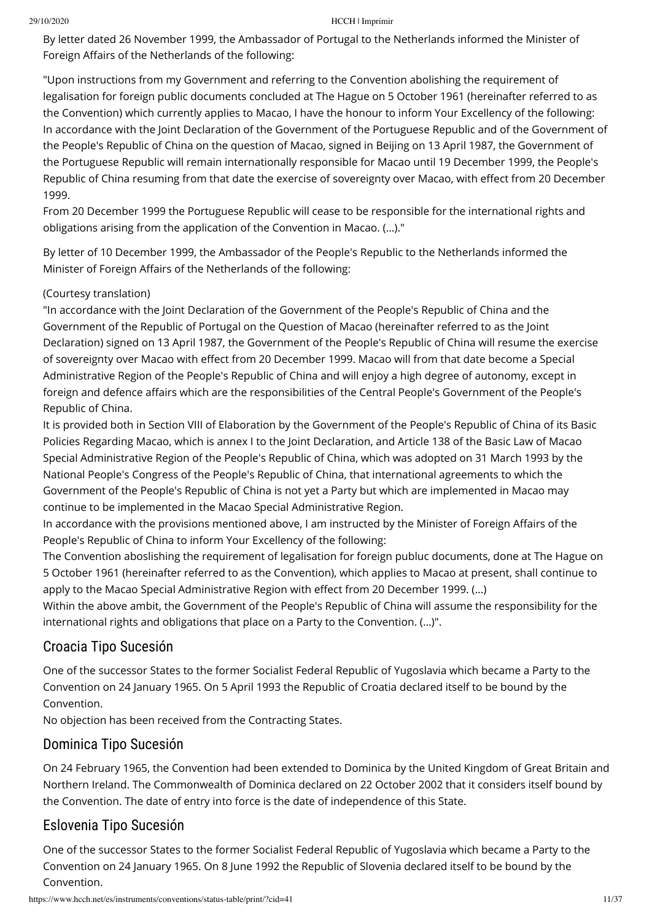By letter dated 26 November 1999, the Ambassador of Portugal to the Netherlands informed the Minister of Foreign Affairs of the Netherlands of the following:

"Upon instructions from my Government and referring to the Convention abolishing the requirement of legalisation for foreign public documents concluded at The Hague on 5 October 1961 (hereinafter referred to as the Convention) which currently applies to Macao, I have the honour to inform Your Excellency of the following:
In accordance with the Joint Declaration of the Government of the Portuguese Republic and of the Government of the People's Republic of China on the question of Macao, signed in Beijing on 13 April 1987, the Government of the Portuguese Republic will remain internationally responsible for Macao until 19 December 1999, the People's Republic of China resuming from that date the exercise of sovereignty over Macao, with effect from 20 December 1999.
From 20 December 1999 the Portuguese Republic will cease to be responsible for the international rights and obligations arising from the application of the Convention in Macao. (...)."

By letter of 10 December 1999, the Ambassador of the People's Republic to the Netherlands informed the Minister of Foreign Affairs of the Netherlands of the following:

(Courtesy translation)
"In accordance with the Joint Declaration of the Government of the People's Republic of China and the Government of the Republic of Portugal on the Question of Macao (hereinafter referred to as the Joint Declaration) signed on 13 April 1987, the Government of the People's Republic of China will resume the exercise of sovereignty over Macao with effect from 20 December 1999. Macao will from that date become a Special Administrative Region of the People's Republic of China and will enjoy a high degree of autonomy, except in foreign and defence affairs which are the responsibilities of the Central People's Government of the People's Republic of China.
It is provided both in Section VIII of Elaboration by the Government of the People's Republic of China of its Basic Policies Regarding Macao, which is annex I to the Joint Declaration, and Article 138 of the Basic Law of Macao Special Administrative Region of the People's Republic of China, which was adopted on 31 March 1993 by the National People's Congress of the People's Republic of China, that international agreements to which the Government of the People's Republic of China is not yet a Party but which are implemented in Macao may continue to be implemented in the Macao Special Administrative Region.
In accordance with the provisions mentioned above, I am instructed by the Minister of Foreign Affairs of the People's Republic of China to inform Your Excellency of the following:
The Convention aboslishing the requirement of legalisation for foreign publuc documents, done at The Hague on 5 October 1961 (hereinafter referred to as the Convention), which applies to Macao at present, shall continue to apply to the Macao Special Administrative Region with effect from 20 December 1999. (...)
Within the above ambit, the Government of the People's Republic of China will assume the responsibility for the international rights and obligations that place on a Party to the Convention. (...)".

## Croacia Tipo Sucesión

One of the successor States to the former Socialist Federal Republic of Yugoslavia which became a Party to the Convention on 24 January 1965. On 5 April 1993 the Republic of Croatia declared itself to be bound by the Convention.
No objection has been received from the Contracting States.

## Dominica Tipo Sucesión

On 24 February 1965, the Convention had been extended to Dominica by the United Kingdom of Great Britain and Northern Ireland. The Commonwealth of Dominica declared on 22 October 2002 that it considers itself bound by the Convention. The date of entry into force is the date of independence of this State.

## Eslovenia Tipo Sucesión

One of the successor States to the former Socialist Federal Republic of Yugoslavia which became a Party to the Convention on 24 January 1965. On 8 June 1992 the Republic of Slovenia declared itself to be bound by the Convention.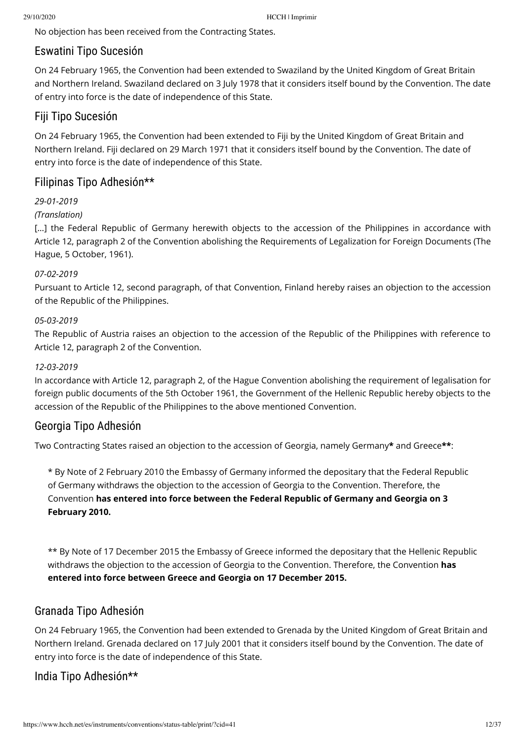No objection has been received from the Contracting States.

## Eswatini Tipo Sucesión

On 24 February 1965, the Convention had been extended to Swaziland by the United Kingdom of Great Britain and Northern Ireland. Swaziland declared on 3 July 1978 that it considers itself bound by the Convention. The date of entry into force is the date of independence of this State.

## Fiji Tipo Sucesión

On 24 February 1965, the Convention had been extended to Fiji by the United Kingdom of Great Britain and Northern Ireland. Fiji declared on 29 March 1971 that it considers itself bound by the Convention. The date of entry into force is the date of independence of this State.

## Filipinas Tipo Adhesión**

*29-01-2019*

*(Translation)*

[...] the Federal Republic of Germany herewith objects to the accession of the Philippines in accordance with Article 12, paragraph 2 of the Convention abolishing the Requirements of Legalization for Foreign Documents (The Hague, 5 October, 1961).

*07-02-2019*

Pursuant to Article 12, second paragraph, of that Convention, Finland hereby raises an objection to the accession of the Republic of the Philippines.

*05-03-2019*

The Republic of Austria raises an objection to the accession of the Republic of the Philippines with reference to Article 12, paragraph 2 of the Convention.

*12-03-2019*

In accordance with Article 12, paragraph 2, of the Hague Convention abolishing the requirement of legalisation for foreign public documents of the 5th October 1961, the Government of the Hellenic Republic hereby objects to the accession of the Republic of the Philippines to the above mentioned Convention.

## Georgia Tipo Adhesión

Two Contracting States raised an objection to the accession of Georgia, namely Germany**\*** and Greece**\*\***:

> \* By Note of 2 February 2010 the Embassy of Germany informed the depositary that the Federal Republic of Germany withdraws the objection to the accession of Georgia to the Convention. Therefore, the Convention **has entered into force between the Federal Republic of Germany and Georgia on 3 February 2010.**
>
> \*\* By Note of 17 December 2015 the Embassy of Greece informed the depositary that the Hellenic Republic withdraws the objection to the accession of Georgia to the Convention. Therefore, the Convention **has entered into force between Greece and Georgia on 17 December 2015.**

## Granada Tipo Adhesión

On 24 February 1965, the Convention had been extended to Grenada by the United Kingdom of Great Britain and Northern Ireland. Grenada declared on 17 July 2001 that it considers itself bound by the Convention. The date of entry into force is the date of independence of this State.

## India Tipo Adhesión**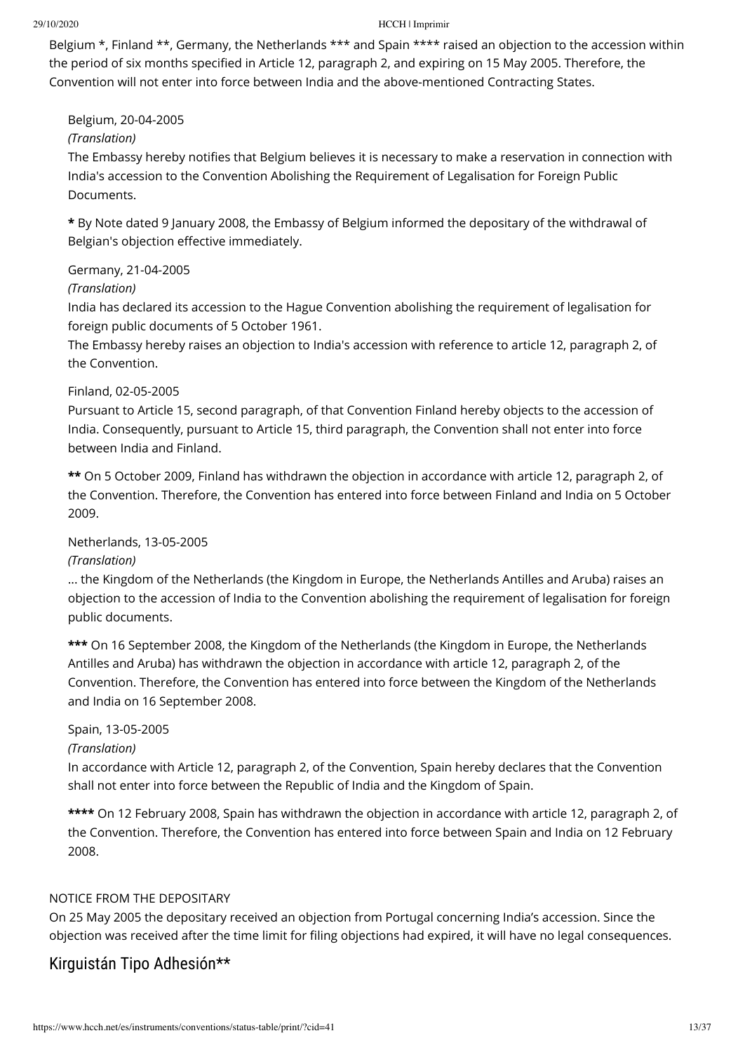Belgium *, Finland **, Germany, the Netherlands *** and Spain **** raised an objection to the accession within the period of six months specified in Article 12, paragraph 2, and expiring on 15 May 2005. Therefore, the Convention will not enter into force between India and the above-mentioned Contracting States.

Belgium, 20-04-2005
*(Translation)*
The Embassy hereby notifies that Belgium believes it is necessary to make a reservation in connection with India's accession to the Convention Abolishing the Requirement of Legalisation for Foreign Public Documents.

**\*** By Note dated 9 January 2008, the Embassy of Belgium informed the depositary of the withdrawal of Belgian's objection effective immediately.

Germany, 21-04-2005
*(Translation)*
India has declared its accession to the Hague Convention abolishing the requirement of legalisation for foreign public documents of 5 October 1961.
The Embassy hereby raises an objection to India's accession with reference to article 12, paragraph 2, of the Convention.

Finland, 02-05-2005
Pursuant to Article 15, second paragraph, of that Convention Finland hereby objects to the accession of India. Consequently, pursuant to Article 15, third paragraph, the Convention shall not enter into force between India and Finland.

**\*\*** On 5 October 2009, Finland has withdrawn the objection in accordance with article 12, paragraph 2, of the Convention. Therefore, the Convention has entered into force between Finland and India on 5 October 2009.

Netherlands, 13-05-2005
*(Translation)*
... the Kingdom of the Netherlands (the Kingdom in Europe, the Netherlands Antilles and Aruba) raises an objection to the accession of India to the Convention abolishing the requirement of legalisation for foreign public documents.

**\*\*\*** On 16 September 2008, the Kingdom of the Netherlands (the Kingdom in Europe, the Netherlands Antilles and Aruba) has withdrawn the objection in accordance with article 12, paragraph 2, of the Convention. Therefore, the Convention has entered into force between the Kingdom of the Netherlands and India on 16 September 2008.

Spain, 13-05-2005
*(Translation)*
In accordance with Article 12, paragraph 2, of the Convention, Spain hereby declares that the Convention shall not enter into force between the Republic of India and the Kingdom of Spain.

**\*\*\*\*** On 12 February 2008, Spain has withdrawn the objection in accordance with article 12, paragraph 2, of the Convention. Therefore, the Convention has entered into force between Spain and India on 12 February 2008.

NOTICE FROM THE DEPOSITARY
On 25 May 2005 the depositary received an objection from Portugal concerning India's accession. Since the objection was received after the time limit for filing objections had expired, it will have no legal consequences.

## Kirguistán Tipo Adhesión**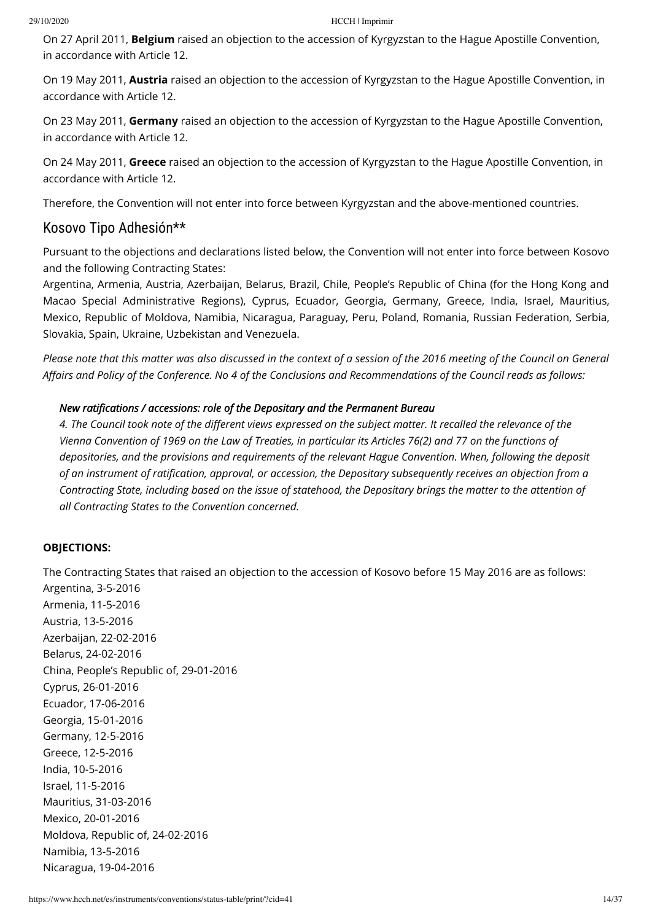On 27 April 2011, **Belgium** raised an objection to the accession of Kyrgyzstan to the Hague Apostille Convention, in accordance with Article 12.

On 19 May 2011, **Austria** raised an objection to the accession of Kyrgyzstan to the Hague Apostille Convention, in accordance with Article 12.

On 23 May 2011, **Germany** raised an objection to the accession of Kyrgyzstan to the Hague Apostille Convention, in accordance with Article 12.

On 24 May 2011, **Greece** raised an objection to the accession of Kyrgyzstan to the Hague Apostille Convention, in accordance with Article 12.

Therefore, the Convention will not enter into force between Kyrgyzstan and the above-mentioned countries.

## Kosovo Tipo Adhesión**

Pursuant to the objections and declarations listed below, the Convention will not enter into force between Kosovo and the following Contracting States:
Argentina, Armenia, Austria, Azerbaijan, Belarus, Brazil, Chile, People's Republic of China (for the Hong Kong and Macao Special Administrative Regions), Cyprus, Ecuador, Georgia, Germany, Greece, India, Israel, Mauritius, Mexico, Republic of Moldova, Namibia, Nicaragua, Paraguay, Peru, Poland, Romania, Russian Federation, Serbia, Slovakia, Spain, Ukraine, Uzbekistan and Venezuela.

*Please note that this matter was also discussed in the context of a session of the 2016 meeting of the Council on General Affairs and Policy of the Conference. No 4 of the Conclusions and Recommendations of the Council reads as follows:*

> ***New ratifications / accessions: role of the Depositary and the Permanent Bureau***
> *4. The Council took note of the different views expressed on the subject matter. It recalled the relevance of the Vienna Convention of 1969 on the Law of Treaties, in particular its Articles 76(2) and 77 on the functions of depositories, and the provisions and requirements of the relevant Hague Convention. When, following the deposit of an instrument of ratification, approval, or accession, the Depositary subsequently receives an objection from a Contracting State, including based on the issue of statehood, the Depositary brings the matter to the attention of all Contracting States to the Convention concerned.*

**OBJECTIONS:**

The Contracting States that raised an objection to the accession of Kosovo before 15 May 2016 are as follows:
Argentina, 3-5-2016
Armenia, 11-5-2016
Austria, 13-5-2016
Azerbaijan, 22-02-2016
Belarus, 24-02-2016
China, People's Republic of, 29-01-2016
Cyprus, 26-01-2016
Ecuador, 17-06-2016
Georgia, 15-01-2016
Germany, 12-5-2016
Greece, 12-5-2016
India, 10-5-2016
Israel, 11-5-2016
Mauritius, 31-03-2016
Mexico, 20-01-2016
Moldova, Republic of, 24-02-2016
Namibia, 13-5-2016
Nicaragua, 19-04-2016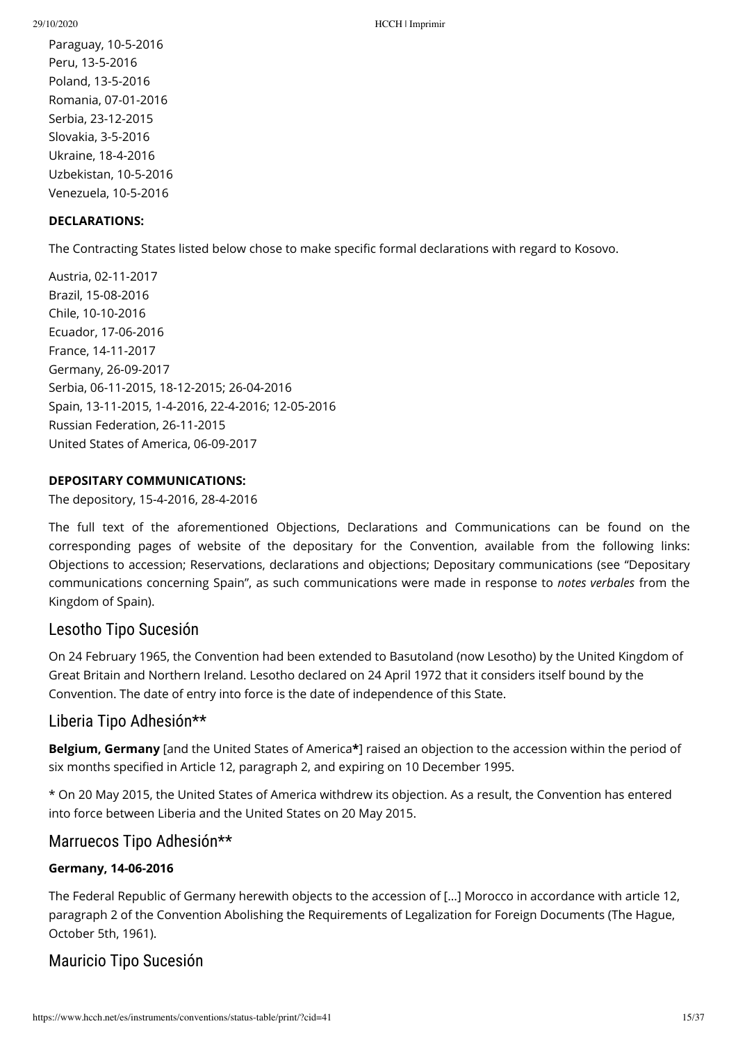Paraguay, 10-5-2016
Peru, 13-5-2016
Poland, 13-5-2016
Romania, 07-01-2016
Serbia, 23-12-2015
Slovakia, 3-5-2016
Ukraine, 18-4-2016
Uzbekistan, 10-5-2016
Venezuela, 10-5-2016

**DECLARATIONS:**

The Contracting States listed below chose to make specific formal declarations with regard to Kosovo.

Austria, 02-11-2017
Brazil, 15-08-2016
Chile, 10-10-2016
Ecuador, 17-06-2016
France, 14-11-2017
Germany, 26-09-2017
Serbia, 06-11-2015, 18-12-2015; 26-04-2016
Spain, 13-11-2015, 1-4-2016, 22-4-2016; 12-05-2016
Russian Federation, 26-11-2015
United States of America, 06-09-2017

**DEPOSITARY COMMUNICATIONS:**

The depository, 15-4-2016, 28-4-2016

The full text of the aforementioned Objections, Declarations and Communications can be found on the corresponding pages of website of the depositary for the Convention, available from the following links: Objections to accession; Reservations, declarations and objections; Depositary communications (see "Depositary communications concerning Spain", as such communications were made in response to *notes verbales* from the Kingdom of Spain).

## Lesotho Tipo Sucesión

On 24 February 1965, the Convention had been extended to Basutoland (now Lesotho) by the United Kingdom of Great Britain and Northern Ireland. Lesotho declared on 24 April 1972 that it considers itself bound by the Convention. The date of entry into force is the date of independence of this State.

## Liberia Tipo Adhesión**

**Belgium, Germany** [and the United States of America**\***] raised an objection to the accession within the period of six months specified in Article 12, paragraph 2, and expiring on 10 December 1995.

* On 20 May 2015, the United States of America withdrew its objection. As a result, the Convention has entered into force between Liberia and the United States on 20 May 2015.

## Marruecos Tipo Adhesión**

**Germany, 14-06-2016**

The Federal Republic of Germany herewith objects to the accession of [...] Morocco in accordance with article 12, paragraph 2 of the Convention Abolishing the Requirements of Legalization for Foreign Documents (The Hague, October 5th, 1961).

## Mauricio Tipo Sucesión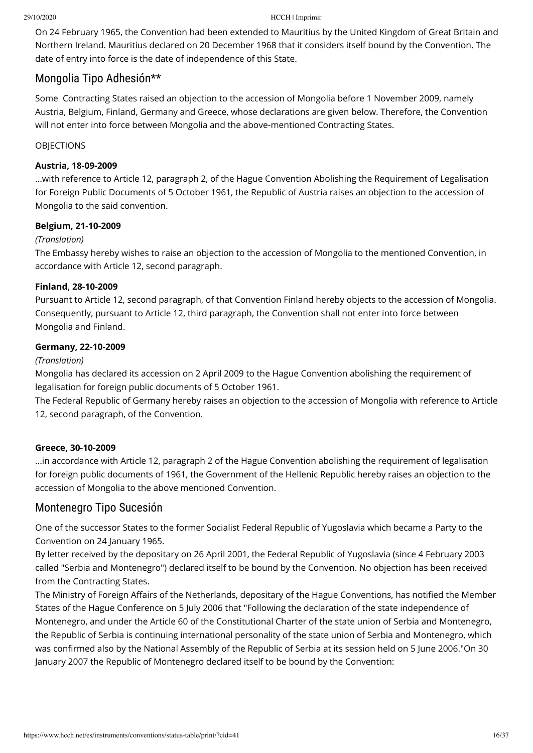On 24 February 1965, the Convention had been extended to Mauritius by the United Kingdom of Great Britain and Northern Ireland. Mauritius declared on 20 December 1968 that it considers itself bound by the Convention. The date of entry into force is the date of independence of this State.

## Mongolia Tipo Adhesión**

Some Contracting States raised an objection to the accession of Mongolia before 1 November 2009, namely Austria, Belgium, Finland, Germany and Greece, whose declarations are given below. Therefore, the Convention will not enter into force between Mongolia and the above-mentioned Contracting States.

OBJECTIONS

**Austria, 18-09-2009**
...with reference to Article 12, paragraph 2, of the Hague Convention Abolishing the Requirement of Legalisation for Foreign Public Documents of 5 October 1961, the Republic of Austria raises an objection to the accession of Mongolia to the said convention.

**Belgium, 21-10-2009**
*(Translation)*
The Embassy hereby wishes to raise an objection to the accession of Mongolia to the mentioned Convention, in accordance with Article 12, second paragraph.

**Finland, 28-10-2009**
Pursuant to Article 12, second paragraph, of that Convention Finland hereby objects to the accession of Mongolia. Consequently, pursuant to Article 12, third paragraph, the Convention shall not enter into force between Mongolia and Finland.

**Germany, 22-10-2009**
*(Translation)*
Mongolia has declared its accession on 2 April 2009 to the Hague Convention abolishing the requirement of legalisation for foreign public documents of 5 October 1961.
The Federal Republic of Germany hereby raises an objection to the accession of Mongolia with reference to Article 12, second paragraph, of the Convention.

**Greece, 30-10-2009**
...in accordance with Article 12, paragraph 2 of the Hague Convention abolishing the requirement of legalisation for foreign public documents of 1961, the Government of the Hellenic Republic hereby raises an objection to the accession of Mongolia to the above mentioned Convention.

## Montenegro Tipo Sucesión

One of the successor States to the former Socialist Federal Republic of Yugoslavia which became a Party to the Convention on 24 January 1965.
By letter received by the depositary on 26 April 2001, the Federal Republic of Yugoslavia (since 4 February 2003 called "Serbia and Montenegro") declared itself to be bound by the Convention. No objection has been received from the Contracting States.
The Ministry of Foreign Affairs of the Netherlands, depositary of the Hague Conventions, has notified the Member States of the Hague Conference on 5 July 2006 that "Following the declaration of the state independence of Montenegro, and under the Article 60 of the Constitutional Charter of the state union of Serbia and Montenegro, the Republic of Serbia is continuing international personality of the state union of Serbia and Montenegro, which was confirmed also by the National Assembly of the Republic of Serbia at its session held on 5 June 2006."On 30 January 2007 the Republic of Montenegro declared itself to be bound by the Convention: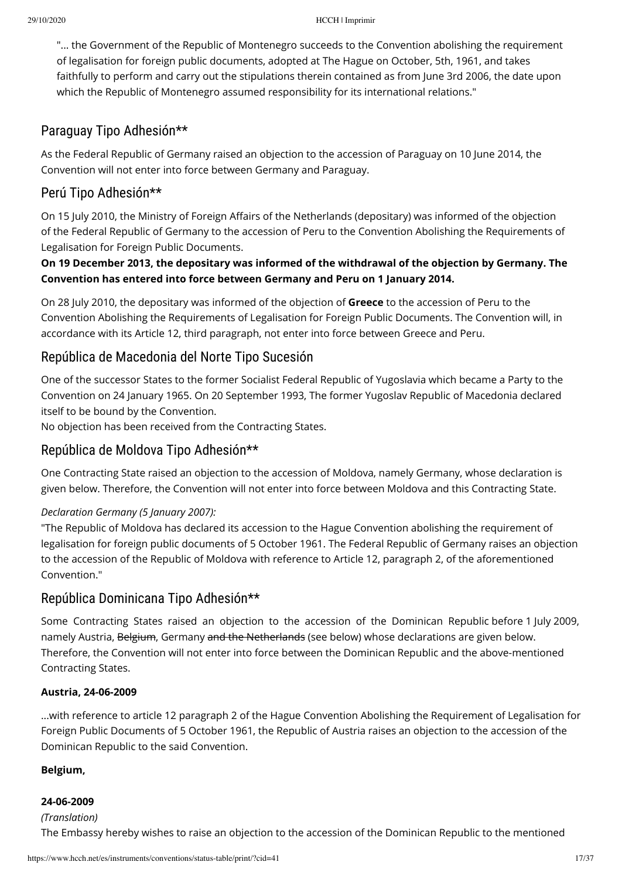"... the Government of the Republic of Montenegro succeeds to the Convention abolishing the requirement of legalisation for foreign public documents, adopted at The Hague on October, 5th, 1961, and takes faithfully to perform and carry out the stipulations therein contained as from June 3rd 2006, the date upon which the Republic of Montenegro assumed responsibility for its international relations."

## Paraguay Tipo Adhesión**

As the Federal Republic of Germany raised an objection to the accession of Paraguay on 10 June 2014, the Convention will not enter into force between Germany and Paraguay.

## Perú Tipo Adhesión**

On 15 July 2010, the Ministry of Foreign Affairs of the Netherlands (depositary) was informed of the objection of the Federal Republic of Germany to the accession of Peru to the Convention Abolishing the Requirements of Legalisation for Foreign Public Documents.

**On 19 December 2013, the depositary was informed of the withdrawal of the objection by Germany. The Convention has entered into force between Germany and Peru on 1 January 2014.**

On 28 July 2010, the depositary was informed of the objection of **Greece** to the accession of Peru to the Convention Abolishing the Requirements of Legalisation for Foreign Public Documents. The Convention will, in accordance with its Article 12, third paragraph, not enter into force between Greece and Peru.

## República de Macedonia del Norte Tipo Sucesión

One of the successor States to the former Socialist Federal Republic of Yugoslavia which became a Party to the Convention on 24 January 1965. On 20 September 1993, The former Yugoslav Republic of Macedonia declared itself to be bound by the Convention.
No objection has been received from the Contracting States.

## República de Moldova Tipo Adhesión**

One Contracting State raised an objection to the accession of Moldova, namely Germany, whose declaration is given below. Therefore, the Convention will not enter into force between Moldova and this Contracting State.

*Declaration Germany (5 January 2007):*

"The Republic of Moldova has declared its accession to the Hague Convention abolishing the requirement of legalisation for foreign public documents of 5 October 1961. The Federal Republic of Germany raises an objection to the accession of the Republic of Moldova with reference to Article 12, paragraph 2, of the aforementioned Convention."

## República Dominicana Tipo Adhesión**

Some Contracting States raised an objection to the accession of the Dominican Republic before 1 July 2009, namely Austria, ~~Belgium~~, Germany ~~and the Netherlands~~ (see below) whose declarations are given below. Therefore, the Convention will not enter into force between the Dominican Republic and the above-mentioned Contracting States.

**Austria, 24-06-2009**

...with reference to article 12 paragraph 2 of the Hague Convention Abolishing the Requirement of Legalisation for Foreign Public Documents of 5 October 1961, the Republic of Austria raises an objection to the accession of the Dominican Republic to the said Convention.

**Belgium,**

**24-06-2009**

*(Translation)*

The Embassy hereby wishes to raise an objection to the accession of the Dominican Republic to the mentioned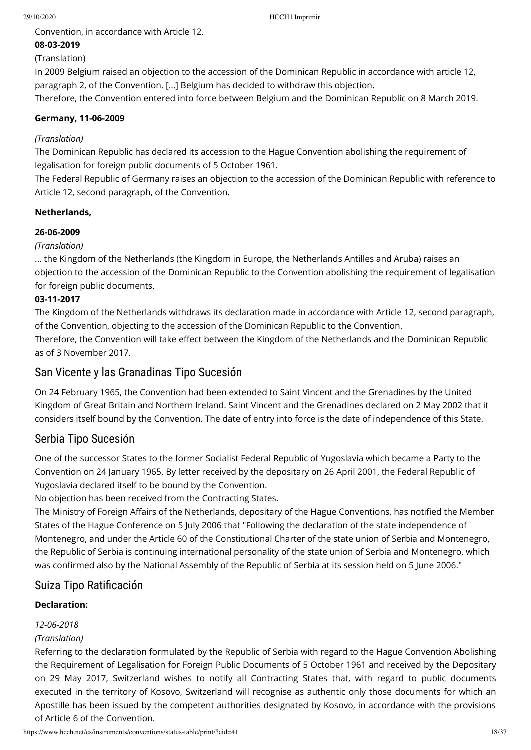Convention, in accordance with Article 12.

**08-03-2019**

(Translation)

In 2009 Belgium raised an objection to the accession of the Dominican Republic in accordance with article 12, paragraph 2, of the Convention. [...] Belgium has decided to withdraw this objection.

Therefore, the Convention entered into force between Belgium and the Dominican Republic on 8 March 2019.

**Germany, 11-06-2009**

*(Translation)*

The Dominican Republic has declared its accession to the Hague Convention abolishing the requirement of legalisation for foreign public documents of 5 October 1961.

The Federal Republic of Germany raises an objection to the accession of the Dominican Republic with reference to Article 12, second paragraph, of the Convention.

**Netherlands,**

**26-06-2009**

*(Translation)*

... the Kingdom of the Netherlands (the Kingdom in Europe, the Netherlands Antilles and Aruba) raises an objection to the accession of the Dominican Republic to the Convention abolishing the requirement of legalisation for foreign public documents.

**03-11-2017**

The Kingdom of the Netherlands withdraws its declaration made in accordance with Article 12, second paragraph, of the Convention, objecting to the accession of the Dominican Republic to the Convention.

Therefore, the Convention will take effect between the Kingdom of the Netherlands and the Dominican Republic as of 3 November 2017.

## San Vicente y las Granadinas Tipo Sucesión

On 24 February 1965, the Convention had been extended to Saint Vincent and the Grenadines by the United Kingdom of Great Britain and Northern Ireland. Saint Vincent and the Grenadines declared on 2 May 2002 that it considers itself bound by the Convention. The date of entry into force is the date of independence of this State.

## Serbia Tipo Sucesión

One of the successor States to the former Socialist Federal Republic of Yugoslavia which became a Party to the Convention on 24 January 1965. By letter received by the depositary on 26 April 2001, the Federal Republic of Yugoslavia declared itself to be bound by the Convention.

No objection has been received from the Contracting States.

The Ministry of Foreign Affairs of the Netherlands, depositary of the Hague Conventions, has notified the Member States of the Hague Conference on 5 July 2006 that "Following the declaration of the state independence of Montenegro, and under the Article 60 of the Constitutional Charter of the state union of Serbia and Montenegro, the Republic of Serbia is continuing international personality of the state union of Serbia and Montenegro, which was confirmed also by the National Assembly of the Republic of Serbia at its session held on 5 June 2006."

## Suiza Tipo Ratificación

**Declaration:**

*12-06-2018*

*(Translation)*

Referring to the declaration formulated by the Republic of Serbia with regard to the Hague Convention Abolishing the Requirement of Legalisation for Foreign Public Documents of 5 October 1961 and received by the Depositary on 29 May 2017, Switzerland wishes to notify all Contracting States that, with regard to public documents executed in the territory of Kosovo, Switzerland will recognise as authentic only those documents for which an Apostille has been issued by the competent authorities designated by Kosovo, in accordance with the provisions of Article 6 of the Convention.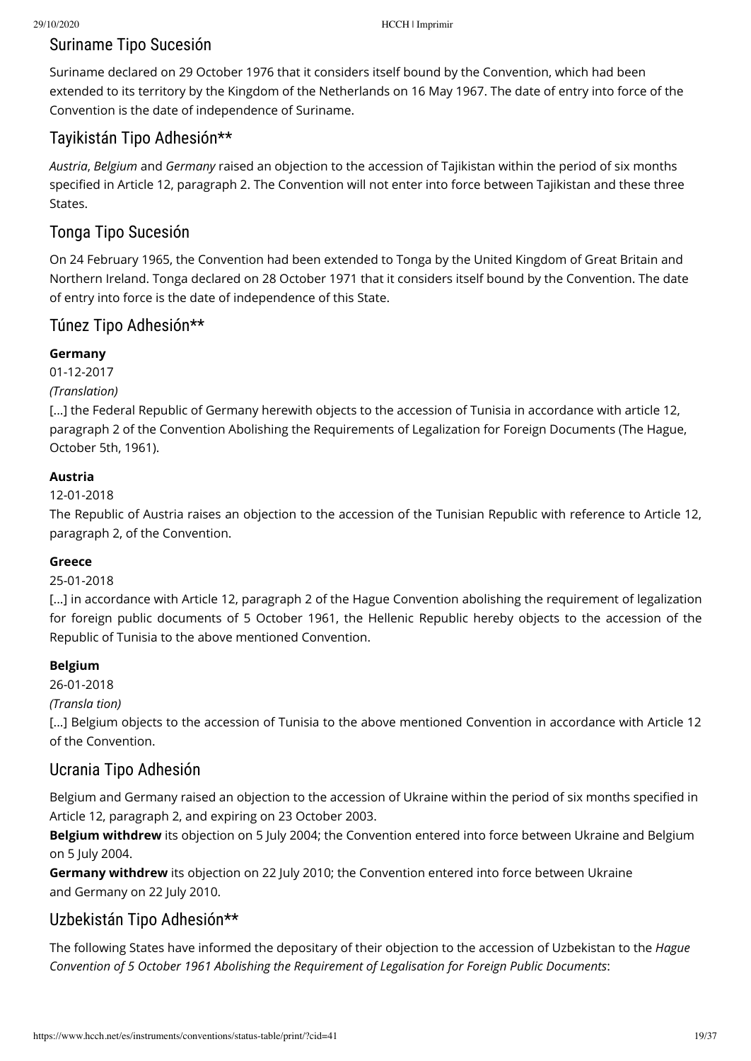## Suriname Tipo Sucesión

Suriname declared on 29 October 1976 that it considers itself bound by the Convention, which had been extended to its territory by the Kingdom of the Netherlands on 16 May 1967. The date of entry into force of the Convention is the date of independence of Suriname.

## Tayikistán Tipo Adhesión**

*Austria*, *Belgium* and *Germany* raised an objection to the accession of Tajikistan within the period of six months specified in Article 12, paragraph 2. The Convention will not enter into force between Tajikistan and these three States.

## Tonga Tipo Sucesión

On 24 February 1965, the Convention had been extended to Tonga by the United Kingdom of Great Britain and Northern Ireland. Tonga declared on 28 October 1971 that it considers itself bound by the Convention. The date of entry into force is the date of independence of this State.

## Túnez Tipo Adhesión**

**Germany**

01-12-2017

*(Translation)*

[...] the Federal Republic of Germany herewith objects to the accession of Tunisia in accordance with article 12, paragraph 2 of the Convention Abolishing the Requirements of Legalization for Foreign Documents (The Hague, October 5th, 1961).

**Austria**

12-01-2018

The Republic of Austria raises an objection to the accession of the Tunisian Republic with reference to Article 12, paragraph 2, of the Convention.

**Greece**

25-01-2018

[...] in accordance with Article 12, paragraph 2 of the Hague Convention abolishing the requirement of legalization for foreign public documents of 5 October 1961, the Hellenic Republic hereby objects to the accession of the Republic of Tunisia to the above mentioned Convention.

**Belgium**

26-01-2018

*(Transla tion)*

[...] Belgium objects to the accession of Tunisia to the above mentioned Convention in accordance with Article 12 of the Convention.

## Ucrania Tipo Adhesión

Belgium and Germany raised an objection to the accession of Ukraine within the period of six months specified in Article 12, paragraph 2, and expiring on 23 October 2003.

**Belgium withdrew** its objection on 5 July 2004; the Convention entered into force between Ukraine and Belgium on 5 July 2004.

**Germany withdrew** its objection on 22 July 2010; the Convention entered into force between Ukraine and Germany on 22 July 2010.

## Uzbekistán Tipo Adhesión**

The following States have informed the depositary of their objection to the accession of Uzbekistan to the *Hague Convention of 5 October 1961 Abolishing the Requirement of Legalisation for Foreign Public Documents*: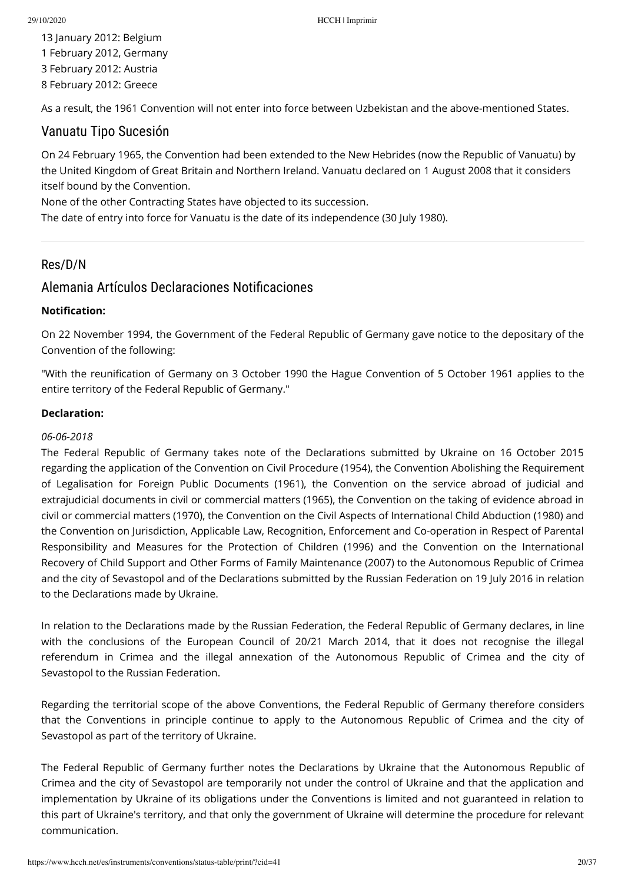13 January 2012: Belgium
1 February 2012, Germany
3 February 2012: Austria
8 February 2012: Greece

As a result, the 1961 Convention will not enter into force between Uzbekistan and the above-mentioned States.

## Vanuatu Tipo Sucesión

On 24 February 1965, the Convention had been extended to the New Hebrides (now the Republic of Vanuatu) by the United Kingdom of Great Britain and Northern Ireland. Vanuatu declared on 1 August 2008 that it considers itself bound by the Convention.
None of the other Contracting States have objected to its succession.
The date of entry into force for Vanuatu is the date of its independence (30 July 1980).

---

## Res/D/N

## Alemania Artículos Declaraciones Notificaciones

**Notification:**

On 22 November 1994, the Government of the Federal Republic of Germany gave notice to the depositary of the Convention of the following:

"With the reunification of Germany on 3 October 1990 the Hague Convention of 5 October 1961 applies to the entire territory of the Federal Republic of Germany."

**Declaration:**

*06-06-2018*
The Federal Republic of Germany takes note of the Declarations submitted by Ukraine on 16 October 2015 regarding the application of the Convention on Civil Procedure (1954), the Convention Abolishing the Requirement of Legalisation for Foreign Public Documents (1961), the Convention on the service abroad of judicial and extrajudicial documents in civil or commercial matters (1965), the Convention on the taking of evidence abroad in civil or commercial matters (1970), the Convention on the Civil Aspects of International Child Abduction (1980) and the Convention on Jurisdiction, Applicable Law, Recognition, Enforcement and Co-operation in Respect of Parental Responsibility and Measures for the Protection of Children (1996) and the Convention on the International Recovery of Child Support and Other Forms of Family Maintenance (2007) to the Autonomous Republic of Crimea and the city of Sevastopol and of the Declarations submitted by the Russian Federation on 19 July 2016 in relation to the Declarations made by Ukraine.

In relation to the Declarations made by the Russian Federation, the Federal Republic of Germany declares, in line with the conclusions of the European Council of 20/21 March 2014, that it does not recognise the illegal referendum in Crimea and the illegal annexation of the Autonomous Republic of Crimea and the city of Sevastopol to the Russian Federation.

Regarding the territorial scope of the above Conventions, the Federal Republic of Germany therefore considers that the Conventions in principle continue to apply to the Autonomous Republic of Crimea and the city of Sevastopol as part of the territory of Ukraine.

The Federal Republic of Germany further notes the Declarations by Ukraine that the Autonomous Republic of Crimea and the city of Sevastopol are temporarily not under the control of Ukraine and that the application and implementation by Ukraine of its obligations under the Conventions is limited and not guaranteed in relation to this part of Ukraine's territory, and that only the government of Ukraine will determine the procedure for relevant communication.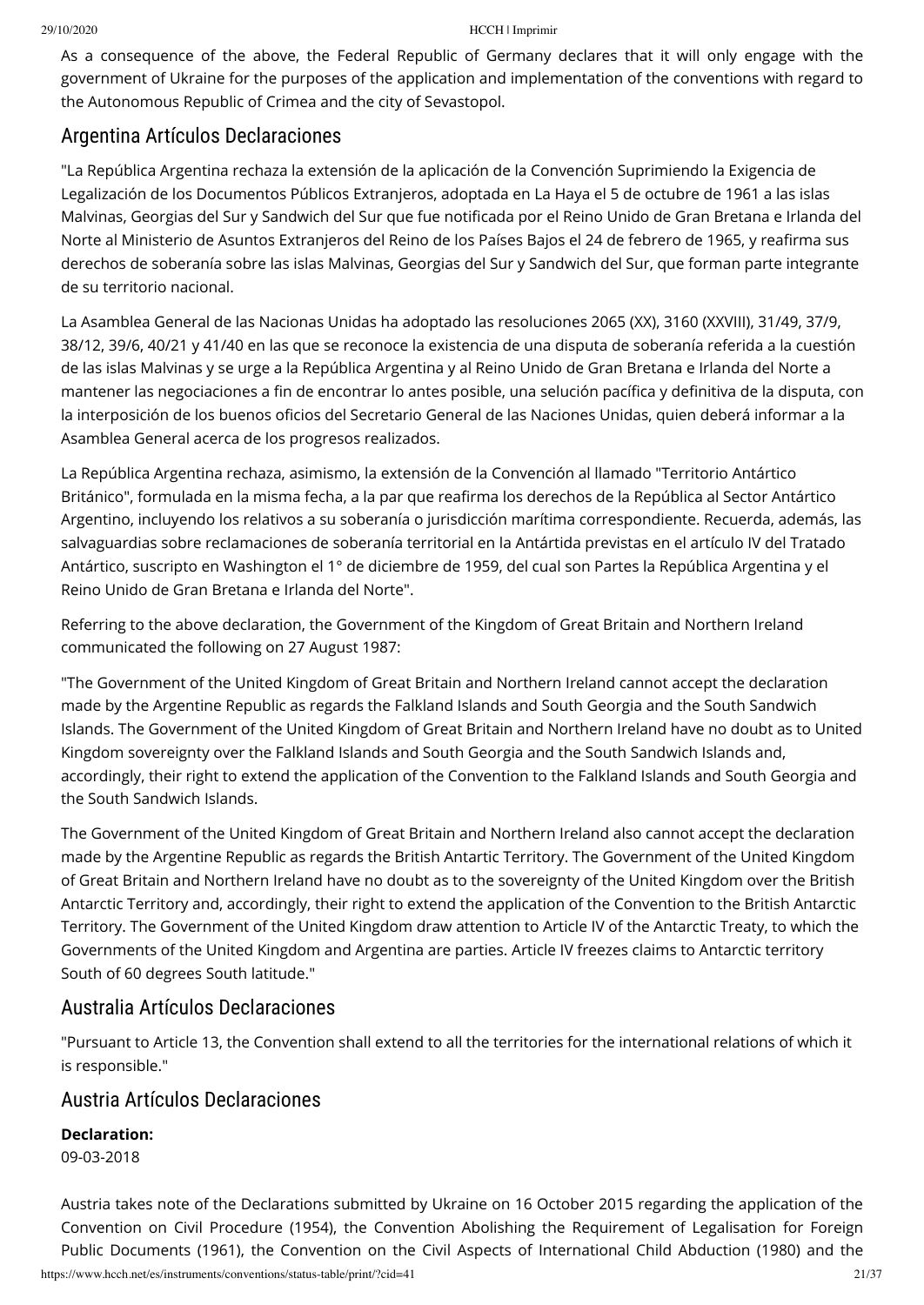As a consequence of the above, the Federal Republic of Germany declares that it will only engage with the government of Ukraine for the purposes of the application and implementation of the conventions with regard to the Autonomous Republic of Crimea and the city of Sevastopol.

## Argentina Artículos Declaraciones

"La República Argentina rechaza la extensión de la aplicación de la Convención Suprimiendo la Exigencia de Legalización de los Documentos Públicos Extranjeros, adoptada en La Haya el 5 de octubre de 1961 a las islas Malvinas, Georgias del Sur y Sandwich del Sur que fue notificada por el Reino Unido de Gran Bretana e Irlanda del Norte al Ministerio de Asuntos Extranjeros del Reino de los Países Bajos el 24 de febrero de 1965, y reafirma sus derechos de soberanía sobre las islas Malvinas, Georgias del Sur y Sandwich del Sur, que forman parte integrante de su territorio nacional.

La Asamblea General de las Nacionas Unidas ha adoptado las resoluciones 2065 (XX), 3160 (XXVIII), 31/49, 37/9, 38/12, 39/6, 40/21 y 41/40 en las que se reconoce la existencia de una disputa de soberanía referida a la cuestión de las islas Malvinas y se urge a la República Argentina y al Reino Unido de Gran Bretana e Irlanda del Norte a mantener las negociaciones a fin de encontrar lo antes posible, una selución pacífica y definitiva de la disputa, con la interposición de los buenos oficios del Secretario General de las Naciones Unidas, quien deberá informar a la Asamblea General acerca de los progresos realizados.

La República Argentina rechaza, asimismo, la extensión de la Convención al llamado "Territorio Antártico Británico", formulada en la misma fecha, a la par que reafirma los derechos de la República al Sector Antártico Argentino, incluyendo los relativos a su soberanía o jurisdicción marítima correspondiente. Recuerda, además, las salvaguardias sobre reclamaciones de soberanía territorial en la Antártida previstas en el artículo IV del Tratado Antártico, suscripto en Washington el 1° de diciembre de 1959, del cual son Partes la República Argentina y el Reino Unido de Gran Bretana e Irlanda del Norte".

Referring to the above declaration, the Government of the Kingdom of Great Britain and Northern Ireland communicated the following on 27 August 1987:

"The Government of the United Kingdom of Great Britain and Northern Ireland cannot accept the declaration made by the Argentine Republic as regards the Falkland Islands and South Georgia and the South Sandwich Islands. The Government of the United Kingdom of Great Britain and Northern Ireland have no doubt as to United Kingdom sovereignty over the Falkland Islands and South Georgia and the South Sandwich Islands and, accordingly, their right to extend the application of the Convention to the Falkland Islands and South Georgia and the South Sandwich Islands.

The Government of the United Kingdom of Great Britain and Northern Ireland also cannot accept the declaration made by the Argentine Republic as regards the British Antartic Territory. The Government of the United Kingdom of Great Britain and Northern Ireland have no doubt as to the sovereignty of the United Kingdom over the British Antarctic Territory and, accordingly, their right to extend the application of the Convention to the British Antarctic Territory. The Government of the United Kingdom draw attention to Article IV of the Antarctic Treaty, to which the Governments of the United Kingdom and Argentina are parties. Article IV freezes claims to Antarctic territory South of 60 degrees South latitude."

## Australia Artículos Declaraciones

"Pursuant to Article 13, the Convention shall extend to all the territories for the international relations of which it is responsible."

## Austria Artículos Declaraciones

**Declaration:**
09-03-2018

Austria takes note of the Declarations submitted by Ukraine on 16 October 2015 regarding the application of the Convention on Civil Procedure (1954), the Convention Abolishing the Requirement of Legalisation for Foreign Public Documents (1961), the Convention on the Civil Aspects of International Child Abduction (1980) and the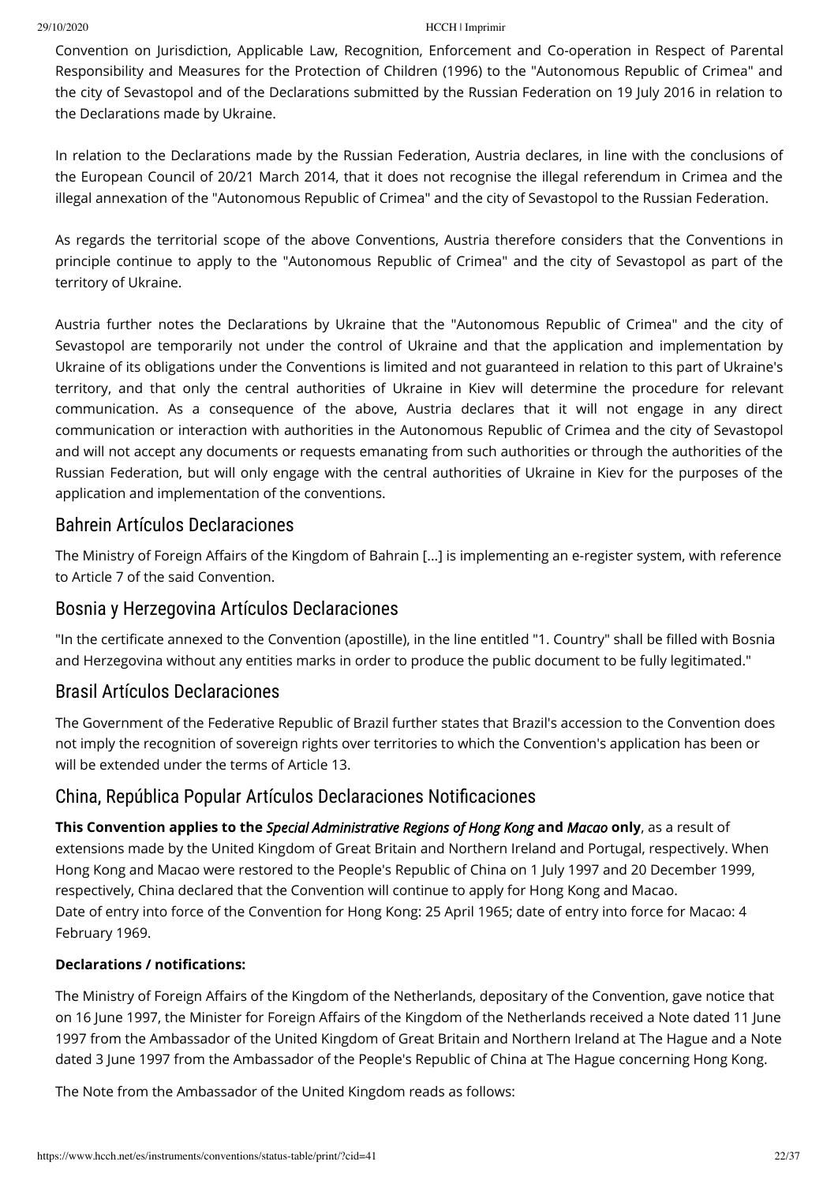Convention on Jurisdiction, Applicable Law, Recognition, Enforcement and Co-operation in Respect of Parental Responsibility and Measures for the Protection of Children (1996) to the "Autonomous Republic of Crimea" and the city of Sevastopol and of the Declarations submitted by the Russian Federation on 19 July 2016 in relation to the Declarations made by Ukraine.

In relation to the Declarations made by the Russian Federation, Austria declares, in line with the conclusions of the European Council of 20/21 March 2014, that it does not recognise the illegal referendum in Crimea and the illegal annexation of the "Autonomous Republic of Crimea" and the city of Sevastopol to the Russian Federation.

As regards the territorial scope of the above Conventions, Austria therefore considers that the Conventions in principle continue to apply to the "Autonomous Republic of Crimea" and the city of Sevastopol as part of the territory of Ukraine.

Austria further notes the Declarations by Ukraine that the "Autonomous Republic of Crimea" and the city of Sevastopol are temporarily not under the control of Ukraine and that the application and implementation by Ukraine of its obligations under the Conventions is limited and not guaranteed in relation to this part of Ukraine's territory, and that only the central authorities of Ukraine in Kiev will determine the procedure for relevant communication. As a consequence of the above, Austria declares that it will not engage in any direct communication or interaction with authorities in the Autonomous Republic of Crimea and the city of Sevastopol and will not accept any documents or requests emanating from such authorities or through the authorities of the Russian Federation, but will only engage with the central authorities of Ukraine in Kiev for the purposes of the application and implementation of the conventions.

## Bahrein Artículos Declaraciones

The Ministry of Foreign Affairs of the Kingdom of Bahrain [...] is implementing an e-register system, with reference to Article 7 of the said Convention.

## Bosnia y Herzegovina Artículos Declaraciones

"In the certificate annexed to the Convention (apostille), in the line entitled "1. Country" shall be filled with Bosnia and Herzegovina without any entities marks in order to produce the public document to be fully legitimated."

## Brasil Artículos Declaraciones

The Government of the Federative Republic of Brazil further states that Brazil's accession to the Convention does not imply the recognition of sovereign rights over territories to which the Convention's application has been or will be extended under the terms of Article 13.

## China, República Popular Artículos Declaraciones Notificaciones

**This Convention applies to the *Special Administrative Regions of Hong Kong* and *Macao* only**, as a result of extensions made by the United Kingdom of Great Britain and Northern Ireland and Portugal, respectively. When Hong Kong and Macao were restored to the People's Republic of China on 1 July 1997 and 20 December 1999, respectively, China declared that the Convention will continue to apply for Hong Kong and Macao.
Date of entry into force of the Convention for Hong Kong: 25 April 1965; date of entry into force for Macao: 4 February 1969.

**Declarations / notifications:**

The Ministry of Foreign Affairs of the Kingdom of the Netherlands, depositary of the Convention, gave notice that on 16 June 1997, the Minister for Foreign Affairs of the Kingdom of the Netherlands received a Note dated 11 June 1997 from the Ambassador of the United Kingdom of Great Britain and Northern Ireland at The Hague and a Note dated 3 June 1997 from the Ambassador of the People's Republic of China at The Hague concerning Hong Kong.

The Note from the Ambassador of the United Kingdom reads as follows: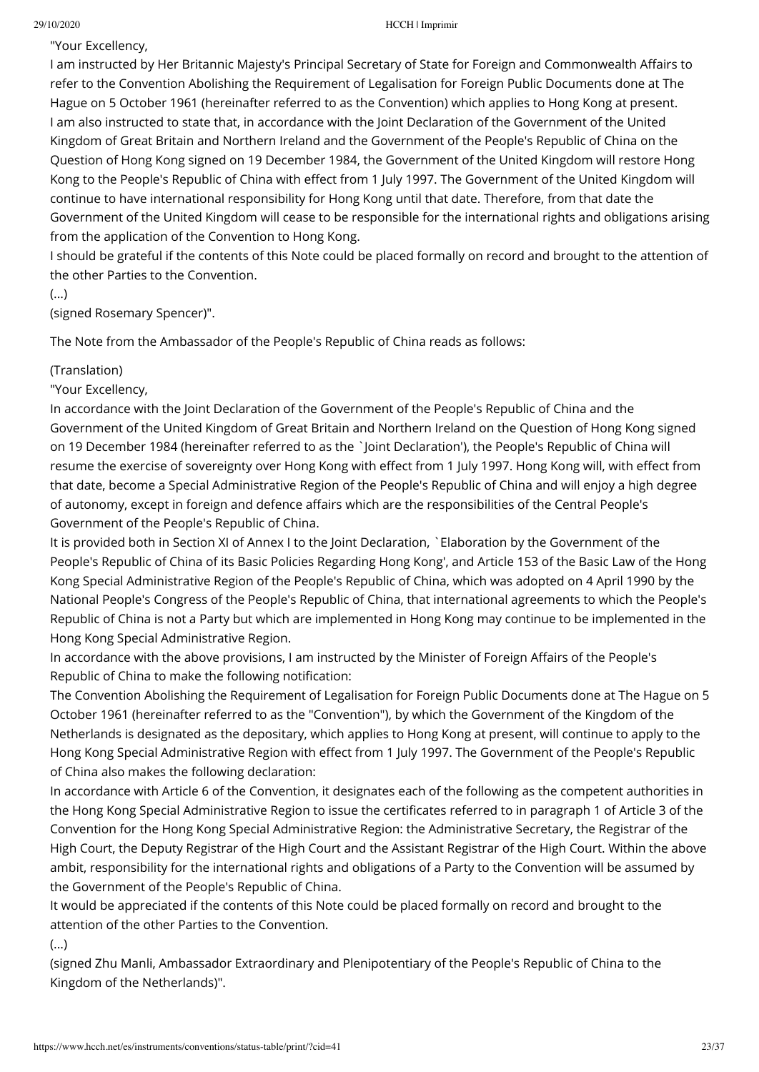"Your Excellency,

I am instructed by Her Britannic Majesty's Principal Secretary of State for Foreign and Commonwealth Affairs to refer to the Convention Abolishing the Requirement of Legalisation for Foreign Public Documents done at The Hague on 5 October 1961 (hereinafter referred to as the Convention) which applies to Hong Kong at present.

I am also instructed to state that, in accordance with the Joint Declaration of the Government of the United Kingdom of Great Britain and Northern Ireland and the Government of the People's Republic of China on the Question of Hong Kong signed on 19 December 1984, the Government of the United Kingdom will restore Hong Kong to the People's Republic of China with effect from 1 July 1997. The Government of the United Kingdom will continue to have international responsibility for Hong Kong until that date. Therefore, from that date the Government of the United Kingdom will cease to be responsible for the international rights and obligations arising from the application of the Convention to Hong Kong.

I should be grateful if the contents of this Note could be placed formally on record and brought to the attention of the other Parties to the Convention.

(...)

(signed Rosemary Spencer)".

The Note from the Ambassador of the People's Republic of China reads as follows:

(Translation)

"Your Excellency,

In accordance with the Joint Declaration of the Government of the People's Republic of China and the Government of the United Kingdom of Great Britain and Northern Ireland on the Question of Hong Kong signed on 19 December 1984 (hereinafter referred to as the `Joint Declaration'), the People's Republic of China will resume the exercise of sovereignty over Hong Kong with effect from 1 July 1997. Hong Kong will, with effect from that date, become a Special Administrative Region of the People's Republic of China and will enjoy a high degree of autonomy, except in foreign and defence affairs which are the responsibilities of the Central People's Government of the People's Republic of China.

It is provided both in Section XI of Annex I to the Joint Declaration, `Elaboration by the Government of the People's Republic of China of its Basic Policies Regarding Hong Kong', and Article 153 of the Basic Law of the Hong Kong Special Administrative Region of the People's Republic of China, which was adopted on 4 April 1990 by the National People's Congress of the People's Republic of China, that international agreements to which the People's Republic of China is not a Party but which are implemented in Hong Kong may continue to be implemented in the Hong Kong Special Administrative Region.

In accordance with the above provisions, I am instructed by the Minister of Foreign Affairs of the People's Republic of China to make the following notification:

The Convention Abolishing the Requirement of Legalisation for Foreign Public Documents done at The Hague on 5 October 1961 (hereinafter referred to as the "Convention"), by which the Government of the Kingdom of the Netherlands is designated as the depositary, which applies to Hong Kong at present, will continue to apply to the Hong Kong Special Administrative Region with effect from 1 July 1997. The Government of the People's Republic of China also makes the following declaration:

In accordance with Article 6 of the Convention, it designates each of the following as the competent authorities in the Hong Kong Special Administrative Region to issue the certificates referred to in paragraph 1 of Article 3 of the Convention for the Hong Kong Special Administrative Region: the Administrative Secretary, the Registrar of the High Court, the Deputy Registrar of the High Court and the Assistant Registrar of the High Court. Within the above ambit, responsibility for the international rights and obligations of a Party to the Convention will be assumed by the Government of the People's Republic of China.

It would be appreciated if the contents of this Note could be placed formally on record and brought to the attention of the other Parties to the Convention.

(...)

(signed Zhu Manli, Ambassador Extraordinary and Plenipotentiary of the People's Republic of China to the Kingdom of the Netherlands)".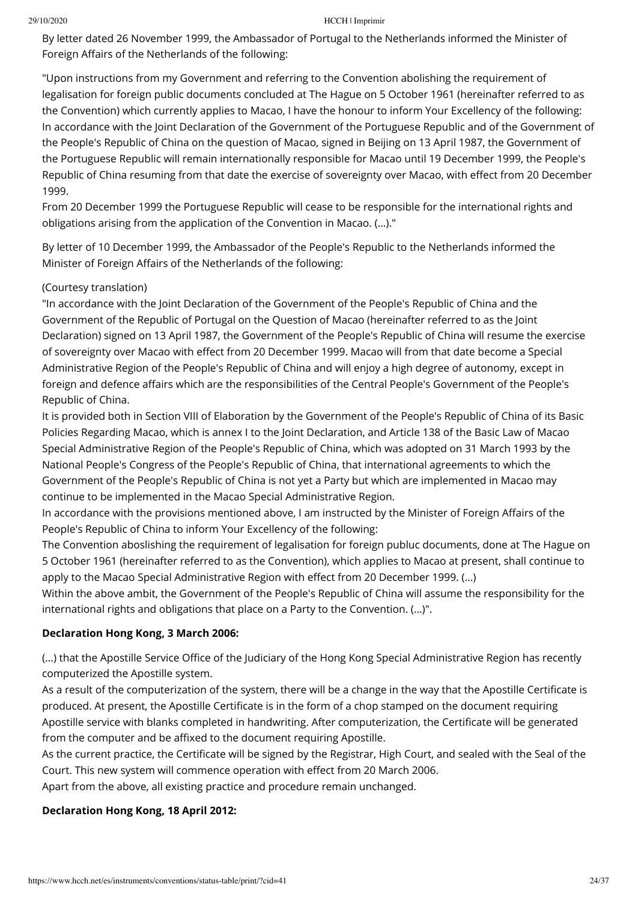By letter dated 26 November 1999, the Ambassador of Portugal to the Netherlands informed the Minister of Foreign Affairs of the Netherlands of the following:

"Upon instructions from my Government and referring to the Convention abolishing the requirement of legalisation for foreign public documents concluded at The Hague on 5 October 1961 (hereinafter referred to as the Convention) which currently applies to Macao, I have the honour to inform Your Excellency of the following:
In accordance with the Joint Declaration of the Government of the Portuguese Republic and of the Government of the People's Republic of China on the question of Macao, signed in Beijing on 13 April 1987, the Government of the Portuguese Republic will remain internationally responsible for Macao until 19 December 1999, the People's Republic of China resuming from that date the exercise of sovereignty over Macao, with effect from 20 December 1999.
From 20 December 1999 the Portuguese Republic will cease to be responsible for the international rights and obligations arising from the application of the Convention in Macao. (...)."

By letter of 10 December 1999, the Ambassador of the People's Republic to the Netherlands informed the Minister of Foreign Affairs of the Netherlands of the following:

(Courtesy translation)
"In accordance with the Joint Declaration of the Government of the People's Republic of China and the Government of the Republic of Portugal on the Question of Macao (hereinafter referred to as the Joint Declaration) signed on 13 April 1987, the Government of the People's Republic of China will resume the exercise of sovereignty over Macao with effect from 20 December 1999. Macao will from that date become a Special Administrative Region of the People's Republic of China and will enjoy a high degree of autonomy, except in foreign and defence affairs which are the responsibilities of the Central People's Government of the People's Republic of China.
It is provided both in Section VIII of Elaboration by the Government of the People's Republic of China of its Basic Policies Regarding Macao, which is annex I to the Joint Declaration, and Article 138 of the Basic Law of Macao Special Administrative Region of the People's Republic of China, which was adopted on 31 March 1993 by the National People's Congress of the People's Republic of China, that international agreements to which the Government of the People's Republic of China is not yet a Party but which are implemented in Macao may continue to be implemented in the Macao Special Administrative Region.
In accordance with the provisions mentioned above, I am instructed by the Minister of Foreign Affairs of the People's Republic of China to inform Your Excellency of the following:
The Convention aboslishing the requirement of legalisation for foreign publuc documents, done at The Hague on 5 October 1961 (hereinafter referred to as the Convention), which applies to Macao at present, shall continue to apply to the Macao Special Administrative Region with effect from 20 December 1999. (...)
Within the above ambit, the Government of the People's Republic of China will assume the responsibility for the international rights and obligations that place on a Party to the Convention. (...)".

**Declaration Hong Kong, 3 March 2006:**

(...) that the Apostille Service Office of the Judiciary of the Hong Kong Special Administrative Region has recently computerized the Apostille system.
As a result of the computerization of the system, there will be a change in the way that the Apostille Certificate is produced. At present, the Apostille Certificate is in the form of a chop stamped on the document requiring Apostille service with blanks completed in handwriting. After computerization, the Certificate will be generated from the computer and be affixed to the document requiring Apostille.
As the current practice, the Certificate will be signed by the Registrar, High Court, and sealed with the Seal of the Court. This new system will commence operation with effect from 20 March 2006.
Apart from the above, all existing practice and procedure remain unchanged.

**Declaration Hong Kong, 18 April 2012:**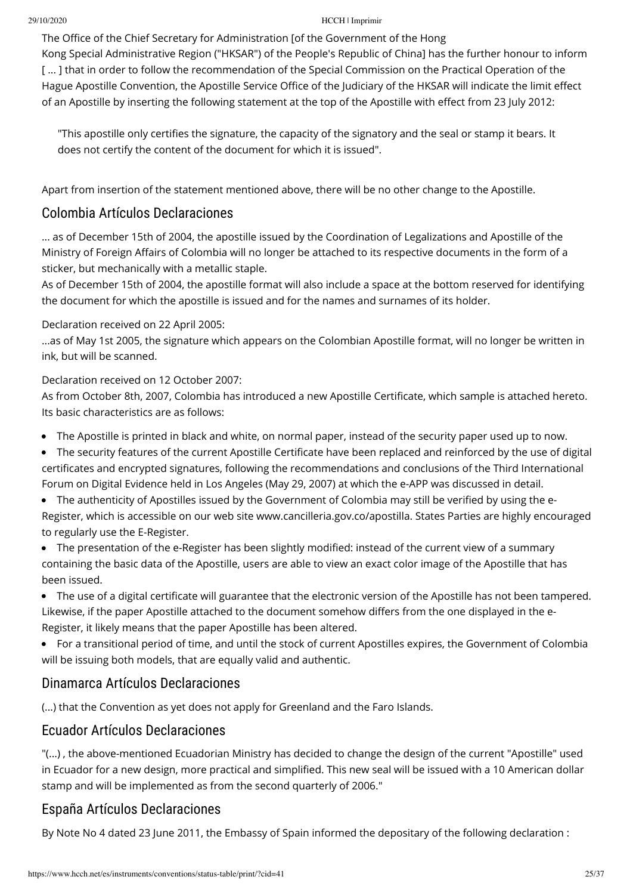The Office of the Chief Secretary for Administration [of the Government of the Hong Kong Special Administrative Region ("HKSAR") of the People's Republic of China] has the further honour to inform [ ... ] that in order to follow the recommendation of the Special Commission on the Practical Operation of the Hague Apostille Convention, the Apostille Service Office of the Judiciary of the HKSAR will indicate the limit effect of an Apostille by inserting the following statement at the top of the Apostille with effect from 23 July 2012:

> "This apostille only certifies the signature, the capacity of the signatory and the seal or stamp it bears. It does not certify the content of the document for which it is issued".

Apart from insertion of the statement mentioned above, there will be no other change to the Apostille.

## Colombia Artículos Declaraciones

... as of December 15th of 2004, the apostille issued by the Coordination of Legalizations and Apostille of the Ministry of Foreign Affairs of Colombia will no longer be attached to its respective documents in the form of a sticker, but mechanically with a metallic staple.
As of December 15th of 2004, the apostille format will also include a space at the bottom reserved for identifying the document for which the apostille is issued and for the names and surnames of its holder.

Declaration received on 22 April 2005:
...as of May 1st 2005, the signature which appears on the Colombian Apostille format, will no longer be written in ink, but will be scanned.

Declaration received on 12 October 2007:
As from October 8th, 2007, Colombia has introduced a new Apostille Certificate, which sample is attached hereto. Its basic characteristics are as follows:

- The Apostille is printed in black and white, on normal paper, instead of the security paper used up to now.
- The security features of the current Apostille Certificate have been replaced and reinforced by the use of digital certificates and encrypted signatures, following the recommendations and conclusions of the Third International Forum on Digital Evidence held in Los Angeles (May 29, 2007) at which the e-APP was discussed in detail.
- The authenticity of Apostilles issued by the Government of Colombia may still be verified by using the e-Register, which is accessible on our web site www.cancilleria.gov.co/apostilla. States Parties are highly encouraged to regularly use the E-Register.
- The presentation of the e-Register has been slightly modified: instead of the current view of a summary containing the basic data of the Apostille, users are able to view an exact color image of the Apostille that has been issued.
- The use of a digital certificate will guarantee that the electronic version of the Apostille has not been tampered. Likewise, if the paper Apostille attached to the document somehow differs from the one displayed in the e-Register, it likely means that the paper Apostille has been altered.
- For a transitional period of time, and until the stock of current Apostilles expires, the Government of Colombia will be issuing both models, that are equally valid and authentic.

## Dinamarca Artículos Declaraciones

(...) that the Convention as yet does not apply for Greenland and the Faro Islands.

## Ecuador Artículos Declaraciones

"(...) , the above-mentioned Ecuadorian Ministry has decided to change the design of the current "Apostille" used in Ecuador for a new design, more practical and simplified. This new seal will be issued with a 10 American dollar stamp and will be implemented as from the second quarterly of 2006."

## España Artículos Declaraciones

By Note No 4 dated 23 June 2011, the Embassy of Spain informed the depositary of the following declaration :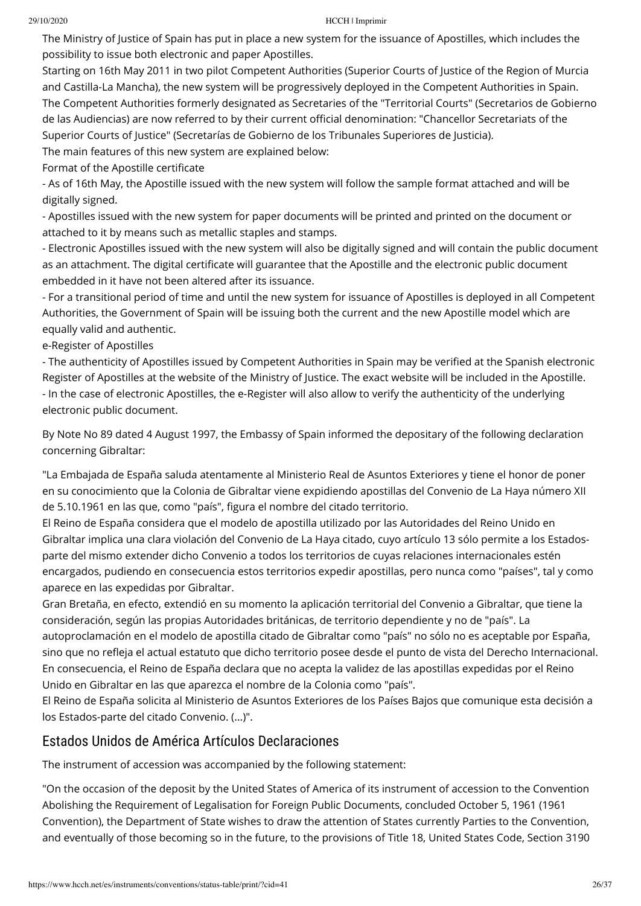The Ministry of Justice of Spain has put in place a new system for the issuance of Apostilles, which includes the possibility to issue both electronic and paper Apostilles.

Starting on 16th May 2011 in two pilot Competent Authorities (Superior Courts of Justice of the Region of Murcia and Castilla-La Mancha), the new system will be progressively deployed in the Competent Authorities in Spain.

The Competent Authorities formerly designated as Secretaries of the "Territorial Courts" (Secretarios de Gobierno de las Audiencias) are now referred to by their current official denomination: "Chancellor Secretariats of the Superior Courts of Justice" (Secretarías de Gobierno de los Tribunales Superiores de Justicia).

The main features of this new system are explained below:

Format of the Apostille certificate

- As of 16th May, the Apostille issued with the new system will follow the sample format attached and will be digitally signed.
- Apostilles issued with the new system for paper documents will be printed and printed on the document or attached to it by means such as metallic staples and stamps.
- Electronic Apostilles issued with the new system will also be digitally signed and will contain the public document as an attachment. The digital certificate will guarantee that the Apostille and the electronic public document embedded in it have not been altered after its issuance.
- For a transitional period of time and until the new system for issuance of Apostilles is deployed in all Competent Authorities, the Government of Spain will be issuing both the current and the new Apostille model which are equally valid and authentic.

e-Register of Apostilles

- The authenticity of Apostilles issued by Competent Authorities in Spain may be verified at the Spanish electronic Register of Apostilles at the website of the Ministry of Justice. The exact website will be included in the Apostille.
- In the case of electronic Apostilles, the e-Register will also allow to verify the authenticity of the underlying electronic public document.

By Note No 89 dated 4 August 1997, the Embassy of Spain informed the depositary of the following declaration concerning Gibraltar:

"La Embajada de España saluda atentamente al Ministerio Real de Asuntos Exteriores y tiene el honor de poner en su conocimiento que la Colonia de Gibraltar viene expidiendo apostillas del Convenio de La Haya número XII de 5.10.1961 en las que, como "país", figura el nombre del citado territorio.

El Reino de España considera que el modelo de apostilla utilizado por las Autoridades del Reino Unido en Gibraltar implica una clara violación del Convenio de La Haya citado, cuyo artículo 13 sólo permite a los Estados-parte del mismo extender dicho Convenio a todos los territorios de cuyas relaciones internacionales estén encargados, pudiendo en consecuencia estos territorios expedir apostillas, pero nunca como "países", tal y como aparece en las expedidas por Gibraltar.

Gran Bretaña, en efecto, extendió en su momento la aplicación territorial del Convenio a Gibraltar, que tiene la consideración, según las propias Autoridades británicas, de territorio dependiente y no de "país". La autoproclamación en el modelo de apostilla citado de Gibraltar como "país" no sólo no es aceptable por España, sino que no refleja el actual estatuto que dicho territorio posee desde el punto de vista del Derecho Internacional. En consecuencia, el Reino de España declara que no acepta la validez de las apostillas expedidas por el Reino Unido en Gibraltar en las que aparezca el nombre de la Colonia como "país".

El Reino de España solicita al Ministerio de Asuntos Exteriores de los Países Bajos que comunique esta decisión a los Estados-parte del citado Convenio. (...)".

## Estados Unidos de América Artículos Declaraciones

The instrument of accession was accompanied by the following statement:

"On the occasion of the deposit by the United States of America of its instrument of accession to the Convention Abolishing the Requirement of Legalisation for Foreign Public Documents, concluded October 5, 1961 (1961 Convention), the Department of State wishes to draw the attention of States currently Parties to the Convention, and eventually of those becoming so in the future, to the provisions of Title 18, United States Code, Section 3190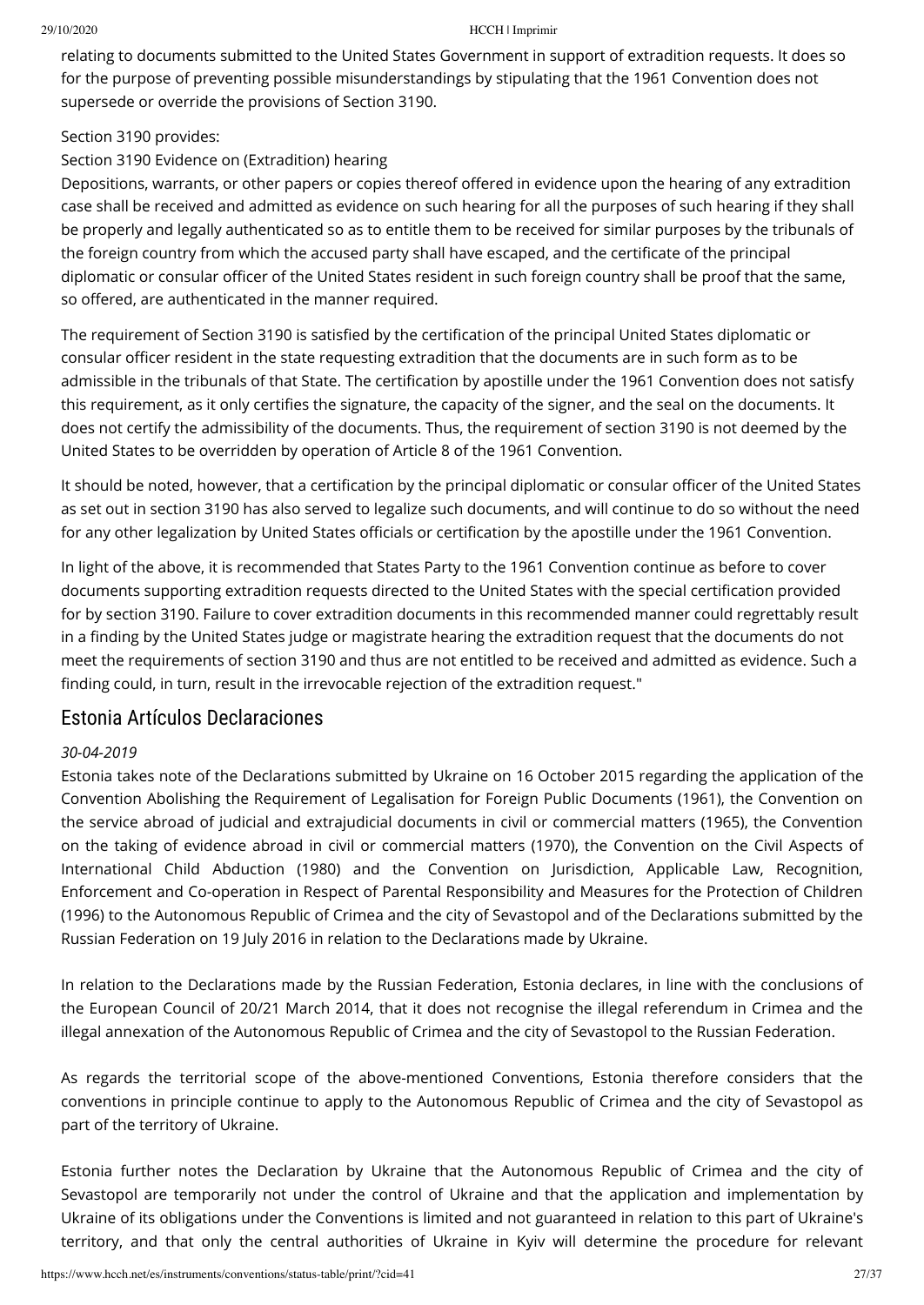relating to documents submitted to the United States Government in support of extradition requests. It does so for the purpose of preventing possible misunderstandings by stipulating that the 1961 Convention does not supersede or override the provisions of Section 3190.

Section 3190 provides:

Section 3190 Evidence on (Extradition) hearing

Depositions, warrants, or other papers or copies thereof offered in evidence upon the hearing of any extradition case shall be received and admitted as evidence on such hearing for all the purposes of such hearing if they shall be properly and legally authenticated so as to entitle them to be received for similar purposes by the tribunals of the foreign country from which the accused party shall have escaped, and the certificate of the principal diplomatic or consular officer of the United States resident in such foreign country shall be proof that the same, so offered, are authenticated in the manner required.

The requirement of Section 3190 is satisfied by the certification of the principal United States diplomatic or consular officer resident in the state requesting extradition that the documents are in such form as to be admissible in the tribunals of that State. The certification by apostille under the 1961 Convention does not satisfy this requirement, as it only certifies the signature, the capacity of the signer, and the seal on the documents. It does not certify the admissibility of the documents. Thus, the requirement of section 3190 is not deemed by the United States to be overridden by operation of Article 8 of the 1961 Convention.

It should be noted, however, that a certification by the principal diplomatic or consular officer of the United States as set out in section 3190 has also served to legalize such documents, and will continue to do so without the need for any other legalization by United States officials or certification by the apostille under the 1961 Convention.

In light of the above, it is recommended that States Party to the 1961 Convention continue as before to cover documents supporting extradition requests directed to the United States with the special certification provided for by section 3190. Failure to cover extradition documents in this recommended manner could regrettably result in a finding by the United States judge or magistrate hearing the extradition request that the documents do not meet the requirements of section 3190 and thus are not entitled to be received and admitted as evidence. Such a finding could, in turn, result in the irrevocable rejection of the extradition request."

## Estonia Artículos Declaraciones

*30-04-2019*

Estonia takes note of the Declarations submitted by Ukraine on 16 October 2015 regarding the application of the Convention Abolishing the Requirement of Legalisation for Foreign Public Documents (1961), the Convention on the service abroad of judicial and extrajudicial documents in civil or commercial matters (1965), the Convention on the taking of evidence abroad in civil or commercial matters (1970), the Convention on the Civil Aspects of International Child Abduction (1980) and the Convention on Jurisdiction, Applicable Law, Recognition, Enforcement and Co-operation in Respect of Parental Responsibility and Measures for the Protection of Children (1996) to the Autonomous Republic of Crimea and the city of Sevastopol and of the Declarations submitted by the Russian Federation on 19 July 2016 in relation to the Declarations made by Ukraine.

In relation to the Declarations made by the Russian Federation, Estonia declares, in line with the conclusions of the European Council of 20/21 March 2014, that it does not recognise the illegal referendum in Crimea and the illegal annexation of the Autonomous Republic of Crimea and the city of Sevastopol to the Russian Federation.

As regards the territorial scope of the above-mentioned Conventions, Estonia therefore considers that the conventions in principle continue to apply to the Autonomous Republic of Crimea and the city of Sevastopol as part of the territory of Ukraine.

Estonia further notes the Declaration by Ukraine that the Autonomous Republic of Crimea and the city of Sevastopol are temporarily not under the control of Ukraine and that the application and implementation by Ukraine of its obligations under the Conventions is limited and not guaranteed in relation to this part of Ukraine's territory, and that only the central authorities of Ukraine in Kyiv will determine the procedure for relevant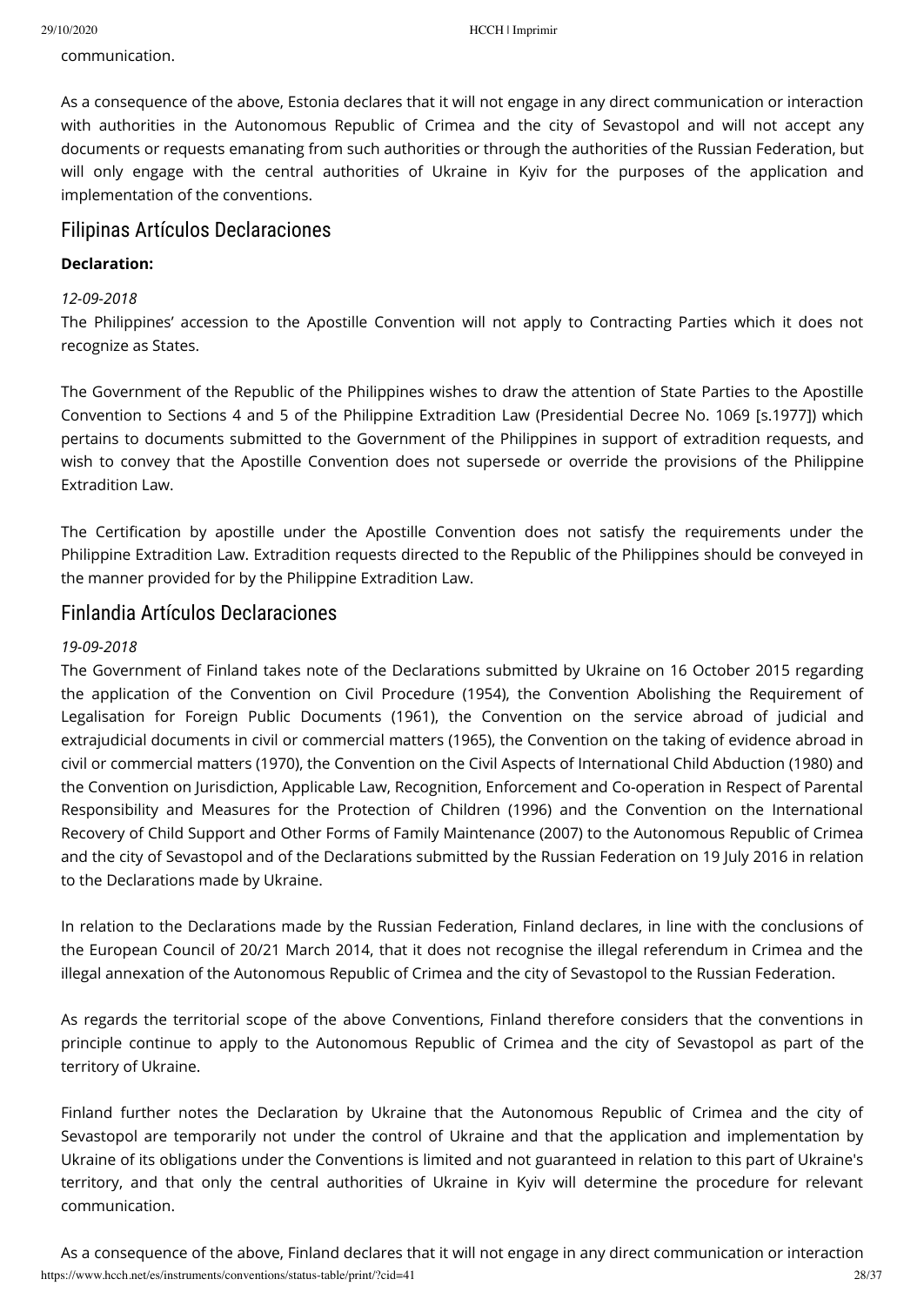communication.

As a consequence of the above, Estonia declares that it will not engage in any direct communication or interaction with authorities in the Autonomous Republic of Crimea and the city of Sevastopol and will not accept any documents or requests emanating from such authorities or through the authorities of the Russian Federation, but will only engage with the central authorities of Ukraine in Kyiv for the purposes of the application and implementation of the conventions.

## Filipinas Artículos Declaraciones

**Declaration:**

*12-09-2018*

The Philippines' accession to the Apostille Convention will not apply to Contracting Parties which it does not recognize as States.

The Government of the Republic of the Philippines wishes to draw the attention of State Parties to the Apostille Convention to Sections 4 and 5 of the Philippine Extradition Law (Presidential Decree No. 1069 [s.1977]) which pertains to documents submitted to the Government of the Philippines in support of extradition requests, and wish to convey that the Apostille Convention does not supersede or override the provisions of the Philippine Extradition Law.

The Certification by apostille under the Apostille Convention does not satisfy the requirements under the Philippine Extradition Law. Extradition requests directed to the Republic of the Philippines should be conveyed in the manner provided for by the Philippine Extradition Law.

## Finlandia Artículos Declaraciones

*19-09-2018*

The Government of Finland takes note of the Declarations submitted by Ukraine on 16 October 2015 regarding the application of the Convention on Civil Procedure (1954), the Convention Abolishing the Requirement of Legalisation for Foreign Public Documents (1961), the Convention on the service abroad of judicial and extrajudicial documents in civil or commercial matters (1965), the Convention on the taking of evidence abroad in civil or commercial matters (1970), the Convention on the Civil Aspects of International Child Abduction (1980) and the Convention on Jurisdiction, Applicable Law, Recognition, Enforcement and Co-operation in Respect of Parental Responsibility and Measures for the Protection of Children (1996) and the Convention on the International Recovery of Child Support and Other Forms of Family Maintenance (2007) to the Autonomous Republic of Crimea and the city of Sevastopol and of the Declarations submitted by the Russian Federation on 19 July 2016 in relation to the Declarations made by Ukraine.

In relation to the Declarations made by the Russian Federation, Finland declares, in line with the conclusions of the European Council of 20/21 March 2014, that it does not recognise the illegal referendum in Crimea and the illegal annexation of the Autonomous Republic of Crimea and the city of Sevastopol to the Russian Federation.

As regards the territorial scope of the above Conventions, Finland therefore considers that the conventions in principle continue to apply to the Autonomous Republic of Crimea and the city of Sevastopol as part of the territory of Ukraine.

Finland further notes the Declaration by Ukraine that the Autonomous Republic of Crimea and the city of Sevastopol are temporarily not under the control of Ukraine and that the application and implementation by Ukraine of its obligations under the Conventions is limited and not guaranteed in relation to this part of Ukraine's territory, and that only the central authorities of Ukraine in Kyiv will determine the procedure for relevant communication.

As a consequence of the above, Finland declares that it will not engage in any direct communication or interaction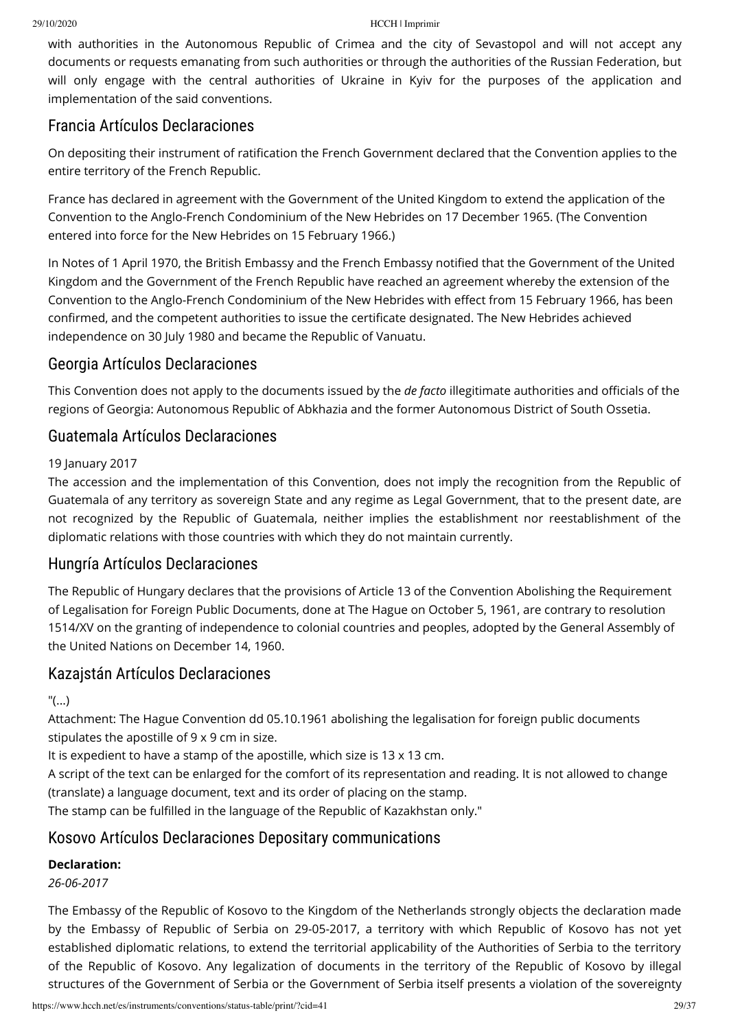with authorities in the Autonomous Republic of Crimea and the city of Sevastopol and will not accept any documents or requests emanating from such authorities or through the authorities of the Russian Federation, but will only engage with the central authorities of Ukraine in Kyiv for the purposes of the application and implementation of the said conventions.

## Francia Artículos Declaraciones

On depositing their instrument of ratification the French Government declared that the Convention applies to the entire territory of the French Republic.

France has declared in agreement with the Government of the United Kingdom to extend the application of the Convention to the Anglo-French Condominium of the New Hebrides on 17 December 1965. (The Convention entered into force for the New Hebrides on 15 February 1966.)

In Notes of 1 April 1970, the British Embassy and the French Embassy notified that the Government of the United Kingdom and the Government of the French Republic have reached an agreement whereby the extension of the Convention to the Anglo-French Condominium of the New Hebrides with effect from 15 February 1966, has been confirmed, and the competent authorities to issue the certificate designated. The New Hebrides achieved independence on 30 July 1980 and became the Republic of Vanuatu.

## Georgia Artículos Declaraciones

This Convention does not apply to the documents issued by the *de facto* illegitimate authorities and officials of the regions of Georgia: Autonomous Republic of Abkhazia and the former Autonomous District of South Ossetia.

## Guatemala Artículos Declaraciones

19 January 2017
The accession and the implementation of this Convention, does not imply the recognition from the Republic of Guatemala of any territory as sovereign State and any regime as Legal Government, that to the present date, are not recognized by the Republic of Guatemala, neither implies the establishment nor reestablishment of the diplomatic relations with those countries with which they do not maintain currently.

## Hungría Artículos Declaraciones

The Republic of Hungary declares that the provisions of Article 13 of the Convention Abolishing the Requirement of Legalisation for Foreign Public Documents, done at The Hague on October 5, 1961, are contrary to resolution 1514/XV on the granting of independence to colonial countries and peoples, adopted by the General Assembly of the United Nations on December 14, 1960.

## Kazajstán Artículos Declaraciones

"(...)
Attachment: The Hague Convention dd 05.10.1961 abolishing the legalisation for foreign public documents stipulates the apostille of 9 x 9 cm in size.
It is expedient to have a stamp of the apostille, which size is 13 x 13 cm.
A script of the text can be enlarged for the comfort of its representation and reading. It is not allowed to change (translate) a language document, text and its order of placing on the stamp.
The stamp can be fulfilled in the language of the Republic of Kazakhstan only."

## Kosovo Artículos Declaraciones Depositary communications

**Declaration:**
*26-06-2017*

The Embassy of the Republic of Kosovo to the Kingdom of the Netherlands strongly objects the declaration made by the Embassy of Republic of Serbia on 29-05-2017, a territory with which Republic of Kosovo has not yet established diplomatic relations, to extend the territorial applicability of the Authorities of Serbia to the territory of the Republic of Kosovo. Any legalization of documents in the territory of the Republic of Kosovo by illegal structures of the Government of Serbia or the Government of Serbia itself presents a violation of the sovereignty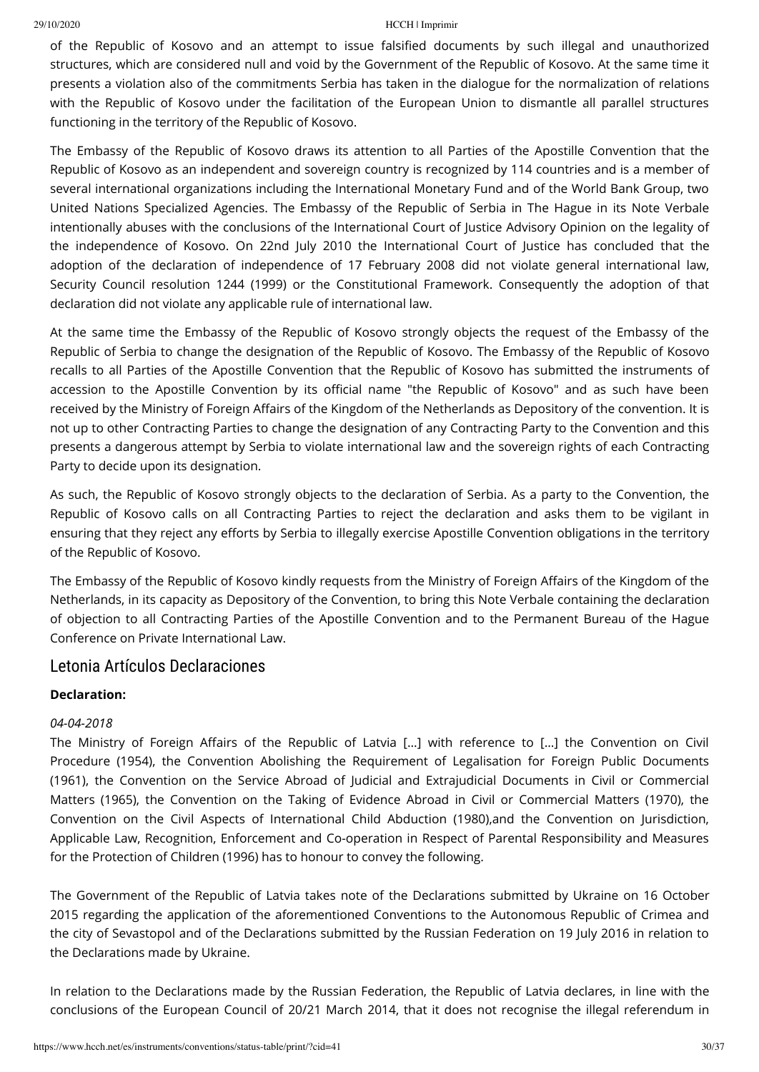of the Republic of Kosovo and an attempt to issue falsified documents by such illegal and unauthorized structures, which are considered null and void by the Government of the Republic of Kosovo. At the same time it presents a violation also of the commitments Serbia has taken in the dialogue for the normalization of relations with the Republic of Kosovo under the facilitation of the European Union to dismantle all parallel structures functioning in the territory of the Republic of Kosovo.

The Embassy of the Republic of Kosovo draws its attention to all Parties of the Apostille Convention that the Republic of Kosovo as an independent and sovereign country is recognized by 114 countries and is a member of several international organizations including the International Monetary Fund and of the World Bank Group, two United Nations Specialized Agencies. The Embassy of the Republic of Serbia in The Hague in its Note Verbale intentionally abuses with the conclusions of the International Court of Justice Advisory Opinion on the legality of the independence of Kosovo. On 22nd July 2010 the International Court of Justice has concluded that the adoption of the declaration of independence of 17 February 2008 did not violate general international law, Security Council resolution 1244 (1999) or the Constitutional Framework. Consequently the adoption of that declaration did not violate any applicable rule of international law.

At the same time the Embassy of the Republic of Kosovo strongly objects the request of the Embassy of the Republic of Serbia to change the designation of the Republic of Kosovo. The Embassy of the Republic of Kosovo recalls to all Parties of the Apostille Convention that the Republic of Kosovo has submitted the instruments of accession to the Apostille Convention by its official name "the Republic of Kosovo" and as such have been received by the Ministry of Foreign Affairs of the Kingdom of the Netherlands as Depository of the convention. It is not up to other Contracting Parties to change the designation of any Contracting Party to the Convention and this presents a dangerous attempt by Serbia to violate international law and the sovereign rights of each Contracting Party to decide upon its designation.

As such, the Republic of Kosovo strongly objects to the declaration of Serbia. As a party to the Convention, the Republic of Kosovo calls on all Contracting Parties to reject the declaration and asks them to be vigilant in ensuring that they reject any efforts by Serbia to illegally exercise Apostille Convention obligations in the territory of the Republic of Kosovo.

The Embassy of the Republic of Kosovo kindly requests from the Ministry of Foreign Affairs of the Kingdom of the Netherlands, in its capacity as Depository of the Convention, to bring this Note Verbale containing the declaration of objection to all Contracting Parties of the Apostille Convention and to the Permanent Bureau of the Hague Conference on Private International Law.

## Letonia Artículos Declaraciones

**Declaration:**

*04-04-2018*

The Ministry of Foreign Affairs of the Republic of Latvia [...] with reference to [...] the Convention on Civil Procedure (1954), the Convention Abolishing the Requirement of Legalisation for Foreign Public Documents (1961), the Convention on the Service Abroad of Judicial and Extrajudicial Documents in Civil or Commercial Matters (1965), the Convention on the Taking of Evidence Abroad in Civil or Commercial Matters (1970), the Convention on the Civil Aspects of International Child Abduction (1980),and the Convention on Jurisdiction, Applicable Law, Recognition, Enforcement and Co-operation in Respect of Parental Responsibility and Measures for the Protection of Children (1996) has to honour to convey the following.

The Government of the Republic of Latvia takes note of the Declarations submitted by Ukraine on 16 October 2015 regarding the application of the aforementioned Conventions to the Autonomous Republic of Crimea and the city of Sevastopol and of the Declarations submitted by the Russian Federation on 19 July 2016 in relation to the Declarations made by Ukraine.

In relation to the Declarations made by the Russian Federation, the Republic of Latvia declares, in line with the conclusions of the European Council of 20/21 March 2014, that it does not recognise the illegal referendum in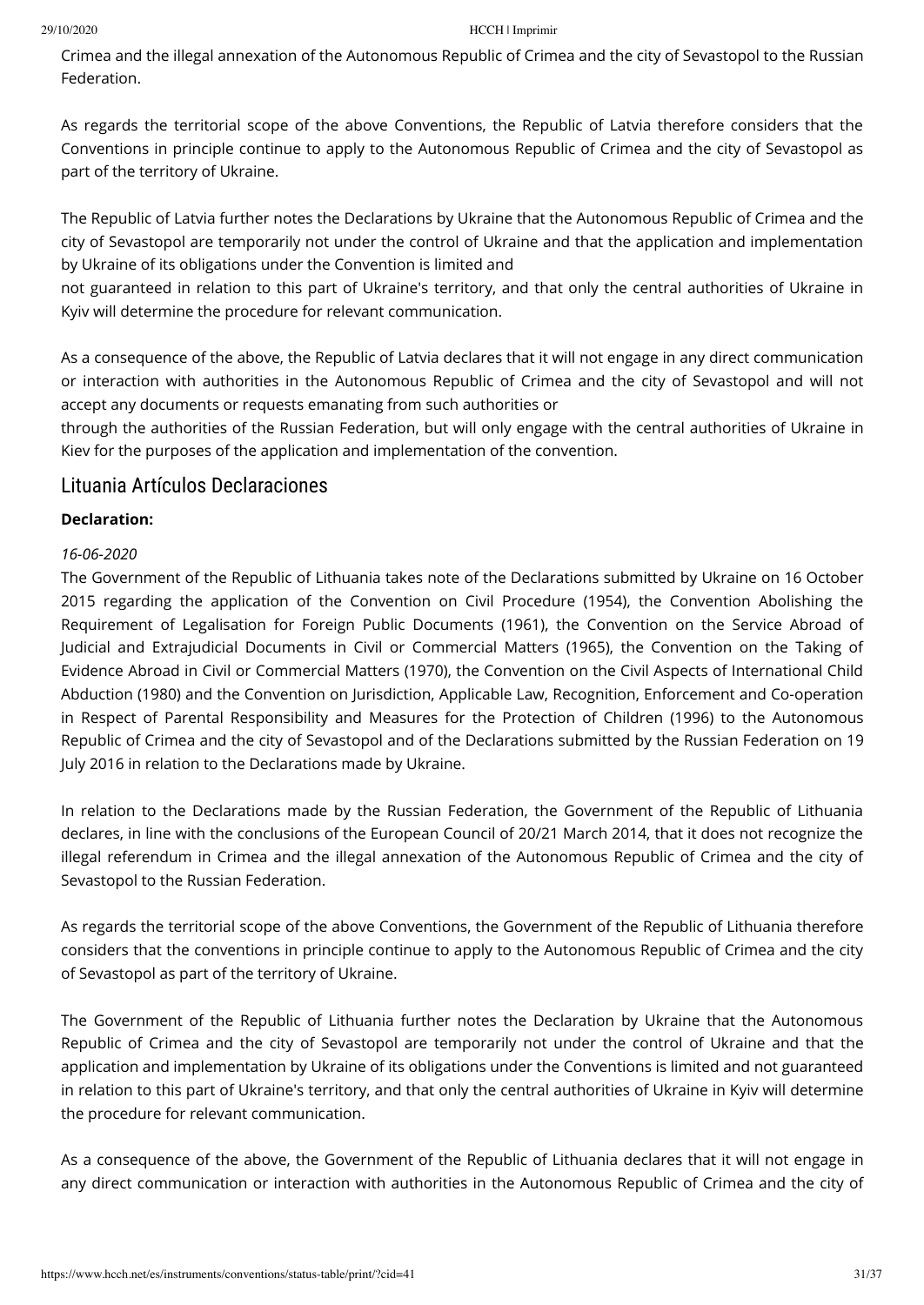Crimea and the illegal annexation of the Autonomous Republic of Crimea and the city of Sevastopol to the Russian Federation.

As regards the territorial scope of the above Conventions, the Republic of Latvia therefore considers that the Conventions in principle continue to apply to the Autonomous Republic of Crimea and the city of Sevastopol as part of the territory of Ukraine.

The Republic of Latvia further notes the Declarations by Ukraine that the Autonomous Republic of Crimea and the city of Sevastopol are temporarily not under the control of Ukraine and that the application and implementation by Ukraine of its obligations under the Convention is limited and
not guaranteed in relation to this part of Ukraine's territory, and that only the central authorities of Ukraine in Kyiv will determine the procedure for relevant communication.

As a consequence of the above, the Republic of Latvia declares that it will not engage in any direct communication or interaction with authorities in the Autonomous Republic of Crimea and the city of Sevastopol and will not accept any documents or requests emanating from such authorities or
through the authorities of the Russian Federation, but will only engage with the central authorities of Ukraine in Kiev for the purposes of the application and implementation of the convention.

## Lituania Artículos Declaraciones

**Declaration:**

*16-06-2020*

The Government of the Republic of Lithuania takes note of the Declarations submitted by Ukraine on 16 October 2015 regarding the application of the Convention on Civil Procedure (1954), the Convention Abolishing the Requirement of Legalisation for Foreign Public Documents (1961), the Convention on the Service Abroad of Judicial and Extrajudicial Documents in Civil or Commercial Matters (1965), the Convention on the Taking of Evidence Abroad in Civil or Commercial Matters (1970), the Convention on the Civil Aspects of International Child Abduction (1980) and the Convention on Jurisdiction, Applicable Law, Recognition, Enforcement and Co-operation in Respect of Parental Responsibility and Measures for the Protection of Children (1996) to the Autonomous Republic of Crimea and the city of Sevastopol and of the Declarations submitted by the Russian Federation on 19 July 2016 in relation to the Declarations made by Ukraine.

In relation to the Declarations made by the Russian Federation, the Government of the Republic of Lithuania declares, in line with the conclusions of the European Council of 20/21 March 2014, that it does not recognize the illegal referendum in Crimea and the illegal annexation of the Autonomous Republic of Crimea and the city of Sevastopol to the Russian Federation.

As regards the territorial scope of the above Conventions, the Government of the Republic of Lithuania therefore considers that the conventions in principle continue to apply to the Autonomous Republic of Crimea and the city of Sevastopol as part of the territory of Ukraine.

The Government of the Republic of Lithuania further notes the Declaration by Ukraine that the Autonomous Republic of Crimea and the city of Sevastopol are temporarily not under the control of Ukraine and that the application and implementation by Ukraine of its obligations under the Conventions is limited and not guaranteed in relation to this part of Ukraine's territory, and that only the central authorities of Ukraine in Kyiv will determine the procedure for relevant communication.

As a consequence of the above, the Government of the Republic of Lithuania declares that it will not engage in any direct communication or interaction with authorities in the Autonomous Republic of Crimea and the city of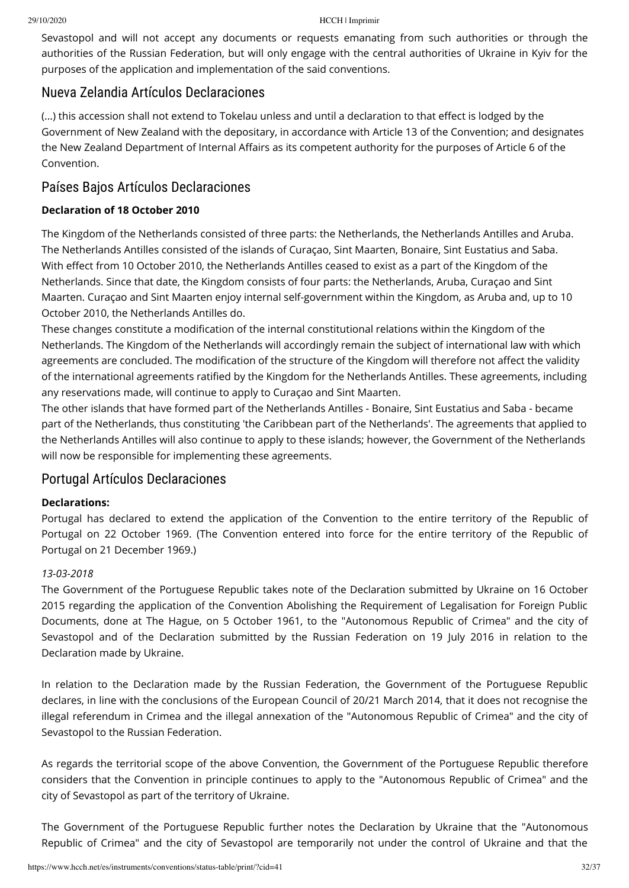Sevastopol and will not accept any documents or requests emanating from such authorities or through the authorities of the Russian Federation, but will only engage with the central authorities of Ukraine in Kyiv for the purposes of the application and implementation of the said conventions.

## Nueva Zelandia Artículos Declaraciones

(...) this accession shall not extend to Tokelau unless and until a declaration to that effect is lodged by the Government of New Zealand with the depositary, in accordance with Article 13 of the Convention; and designates the New Zealand Department of Internal Affairs as its competent authority for the purposes of Article 6 of the Convention.

## Países Bajos Artículos Declaraciones

**Declaration of 18 October 2010**

The Kingdom of the Netherlands consisted of three parts: the Netherlands, the Netherlands Antilles and Aruba. The Netherlands Antilles consisted of the islands of Curaçao, Sint Maarten, Bonaire, Sint Eustatius and Saba. With effect from 10 October 2010, the Netherlands Antilles ceased to exist as a part of the Kingdom of the Netherlands. Since that date, the Kingdom consists of four parts: the Netherlands, Aruba, Curaçao and Sint Maarten. Curaçao and Sint Maarten enjoy internal self-government within the Kingdom, as Aruba and, up to 10 October 2010, the Netherlands Antilles do.

These changes constitute a modification of the internal constitutional relations within the Kingdom of the Netherlands. The Kingdom of the Netherlands will accordingly remain the subject of international law with which agreements are concluded. The modification of the structure of the Kingdom will therefore not affect the validity of the international agreements ratified by the Kingdom for the Netherlands Antilles. These agreements, including any reservations made, will continue to apply to Curaçao and Sint Maarten.

The other islands that have formed part of the Netherlands Antilles - Bonaire, Sint Eustatius and Saba - became part of the Netherlands, thus constituting 'the Caribbean part of the Netherlands'. The agreements that applied to the Netherlands Antilles will also continue to apply to these islands; however, the Government of the Netherlands will now be responsible for implementing these agreements.

## Portugal Artículos Declaraciones

**Declarations:**

Portugal has declared to extend the application of the Convention to the entire territory of the Republic of Portugal on 22 October 1969. (The Convention entered into force for the entire territory of the Republic of Portugal on 21 December 1969.)

*13-03-2018*

The Government of the Portuguese Republic takes note of the Declaration submitted by Ukraine on 16 October 2015 regarding the application of the Convention Abolishing the Requirement of Legalisation for Foreign Public Documents, done at The Hague, on 5 October 1961, to the "Autonomous Republic of Crimea" and the city of Sevastopol and of the Declaration submitted by the Russian Federation on 19 July 2016 in relation to the Declaration made by Ukraine.

In relation to the Declaration made by the Russian Federation, the Government of the Portuguese Republic declares, in line with the conclusions of the European Council of 20/21 March 2014, that it does not recognise the illegal referendum in Crimea and the illegal annexation of the "Autonomous Republic of Crimea" and the city of Sevastopol to the Russian Federation.

As regards the territorial scope of the above Convention, the Government of the Portuguese Republic therefore considers that the Convention in principle continues to apply to the "Autonomous Republic of Crimea" and the city of Sevastopol as part of the territory of Ukraine.

The Government of the Portuguese Republic further notes the Declaration by Ukraine that the "Autonomous Republic of Crimea" and the city of Sevastopol are temporarily not under the control of Ukraine and that the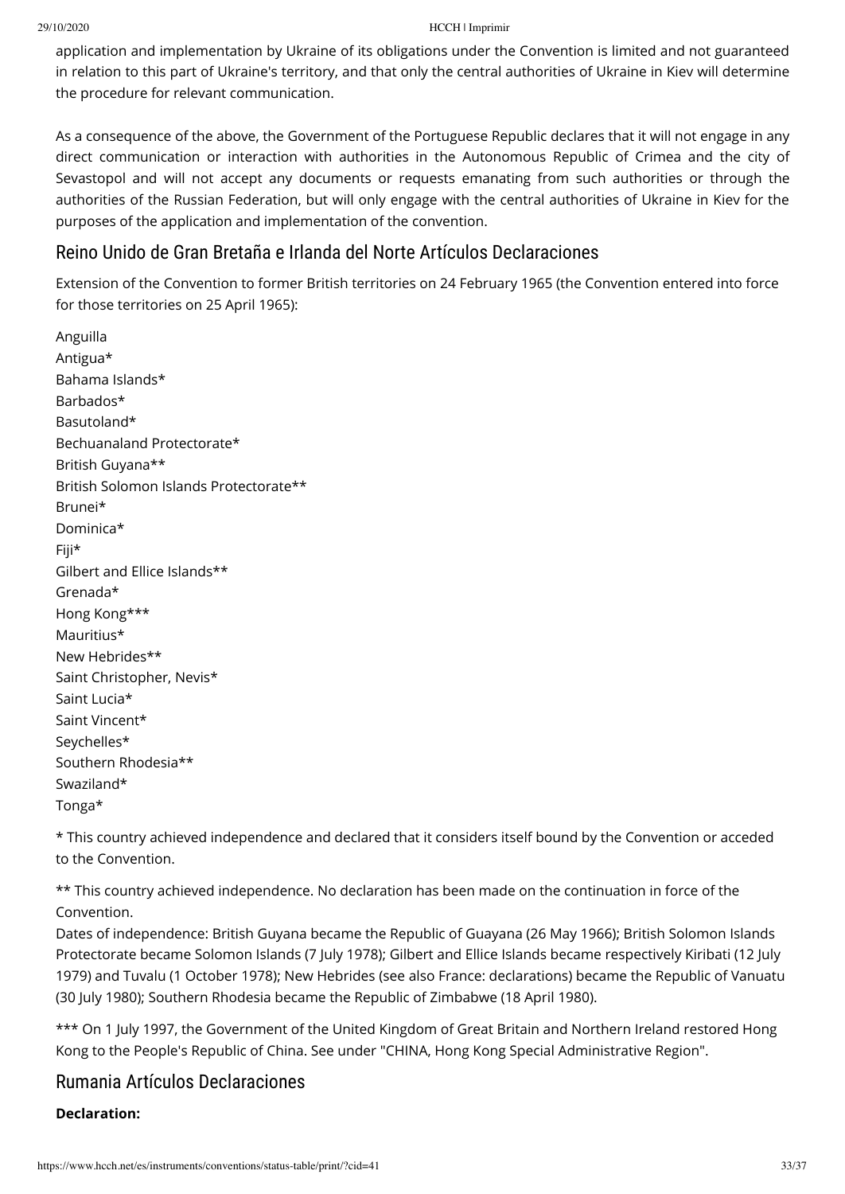application and implementation by Ukraine of its obligations under the Convention is limited and not guaranteed in relation to this part of Ukraine's territory, and that only the central authorities of Ukraine in Kiev will determine the procedure for relevant communication.

As a consequence of the above, the Government of the Portuguese Republic declares that it will not engage in any direct communication or interaction with authorities in the Autonomous Republic of Crimea and the city of Sevastopol and will not accept any documents or requests emanating from such authorities or through the authorities of the Russian Federation, but will only engage with the central authorities of Ukraine in Kiev for the purposes of the application and implementation of the convention.

## Reino Unido de Gran Bretaña e Irlanda del Norte Artículos Declaraciones

Extension of the Convention to former British territories on 24 February 1965 (the Convention entered into force for those territories on 25 April 1965):

Anguilla
Antigua*
Bahama Islands*
Barbados*
Basutoland*
Bechuanaland Protectorate*
British Guyana**
British Solomon Islands Protectorate**
Brunei*
Dominica*
Fiji*
Gilbert and Ellice Islands**
Grenada*
Hong Kong***
Mauritius*
New Hebrides**
Saint Christopher, Nevis*
Saint Lucia*
Saint Vincent*
Seychelles*
Southern Rhodesia**
Swaziland*
Tonga*

* This country achieved independence and declared that it considers itself bound by the Convention or acceded to the Convention.

** This country achieved independence. No declaration has been made on the continuation in force of the Convention.
Dates of independence: British Guyana became the Republic of Guayana (26 May 1966); British Solomon Islands Protectorate became Solomon Islands (7 July 1978); Gilbert and Ellice Islands became respectively Kiribati (12 July 1979) and Tuvalu (1 October 1978); New Hebrides (see also France: declarations) became the Republic of Vanuatu (30 July 1980); Southern Rhodesia became the Republic of Zimbabwe (18 April 1980).

*** On 1 July 1997, the Government of the United Kingdom of Great Britain and Northern Ireland restored Hong Kong to the People's Republic of China. See under "CHINA, Hong Kong Special Administrative Region".

## Rumania Artículos Declaraciones

**Declaration:**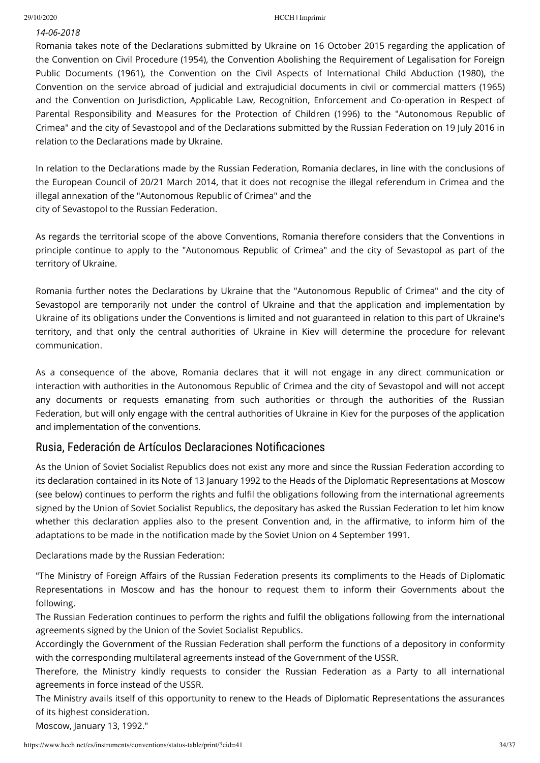*14-06-2018*

Romania takes note of the Declarations submitted by Ukraine on 16 October 2015 regarding the application of the Convention on Civil Procedure (1954), the Convention Abolishing the Requirement of Legalisation for Foreign Public Documents (1961), the Convention on the Civil Aspects of International Child Abduction (1980), the Convention on the service abroad of judicial and extrajudicial documents in civil or commercial matters (1965) and the Convention on Jurisdiction, Applicable Law, Recognition, Enforcement and Co-operation in Respect of Parental Responsibility and Measures for the Protection of Children (1996) to the "Autonomous Republic of Crimea" and the city of Sevastopol and of the Declarations submitted by the Russian Federation on 19 July 2016 in relation to the Declarations made by Ukraine.

In relation to the Declarations made by the Russian Federation, Romania declares, in line with the conclusions of the European Council of 20/21 March 2014, that it does not recognise the illegal referendum in Crimea and the illegal annexation of the "Autonomous Republic of Crimea" and the city of Sevastopol to the Russian Federation.

As regards the territorial scope of the above Conventions, Romania therefore considers that the Conventions in principle continue to apply to the "Autonomous Republic of Crimea" and the city of Sevastopol as part of the territory of Ukraine.

Romania further notes the Declarations by Ukraine that the "Autonomous Republic of Crimea" and the city of Sevastopol are temporarily not under the control of Ukraine and that the application and implementation by Ukraine of its obligations under the Conventions is limited and not guaranteed in relation to this part of Ukraine's territory, and that only the central authorities of Ukraine in Kiev will determine the procedure for relevant communication.

As a consequence of the above, Romania declares that it will not engage in any direct communication or interaction with authorities in the Autonomous Republic of Crimea and the city of Sevastopol and will not accept any documents or requests emanating from such authorities or through the authorities of the Russian Federation, but will only engage with the central authorities of Ukraine in Kiev for the purposes of the application and implementation of the conventions.

## Rusia, Federación de Artículos Declaraciones Notificaciones

As the Union of Soviet Socialist Republics does not exist any more and since the Russian Federation according to its declaration contained in its Note of 13 January 1992 to the Heads of the Diplomatic Representations at Moscow (see below) continues to perform the rights and fulfil the obligations following from the international agreements signed by the Union of Soviet Socialist Republics, the depositary has asked the Russian Federation to let him know whether this declaration applies also to the present Convention and, in the affirmative, to inform him of the adaptations to be made in the notification made by the Soviet Union on 4 September 1991.

Declarations made by the Russian Federation:

"The Ministry of Foreign Affairs of the Russian Federation presents its compliments to the Heads of Diplomatic Representations in Moscow and has the honour to request them to inform their Governments about the following.

The Russian Federation continues to perform the rights and fulfil the obligations following from the international agreements signed by the Union of the Soviet Socialist Republics.

Accordingly the Government of the Russian Federation shall perform the functions of a depository in conformity with the corresponding multilateral agreements instead of the Government of the USSR.

Therefore, the Ministry kindly requests to consider the Russian Federation as a Party to all international agreements in force instead of the USSR.

The Ministry avails itself of this opportunity to renew to the Heads of Diplomatic Representations the assurances of its highest consideration.

Moscow, January 13, 1992."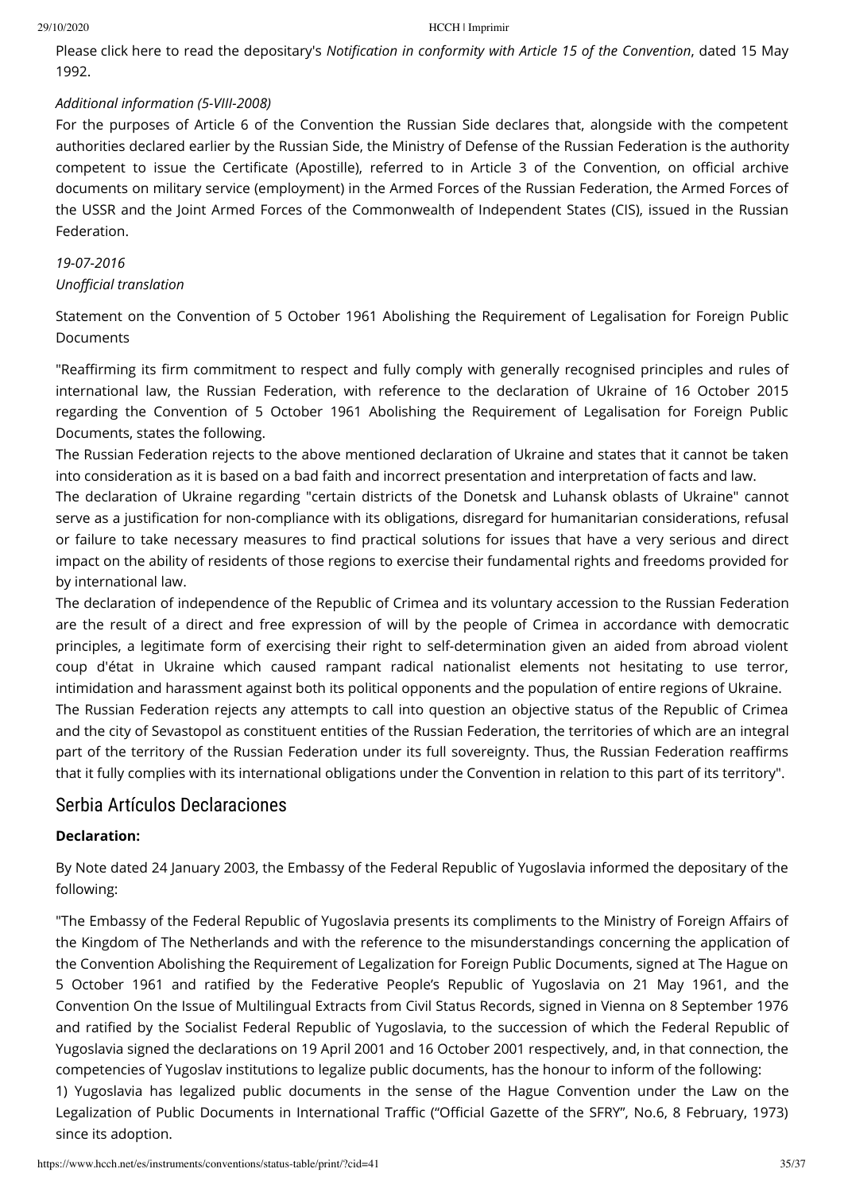Please click here to read the depositary's *Notification in conformity with Article 15 of the Convention*, dated 15 May 1992.

*Additional information (5-VIII-2008)*

For the purposes of Article 6 of the Convention the Russian Side declares that, alongside with the competent authorities declared earlier by the Russian Side, the Ministry of Defense of the Russian Federation is the authority competent to issue the Certificate (Apostille), referred to in Article 3 of the Convention, on official archive documents on military service (employment) in the Armed Forces of the Russian Federation, the Armed Forces of the USSR and the Joint Armed Forces of the Commonwealth of Independent States (CIS), issued in the Russian Federation.

*19-07-2016*
*Unofficial translation*

Statement on the Convention of 5 October 1961 Abolishing the Requirement of Legalisation for Foreign Public Documents

"Reaffirming its firm commitment to respect and fully comply with generally recognised principles and rules of international law, the Russian Federation, with reference to the declaration of Ukraine of 16 October 2015 regarding the Convention of 5 October 1961 Abolishing the Requirement of Legalisation for Foreign Public Documents, states the following.
The Russian Federation rejects to the above mentioned declaration of Ukraine and states that it cannot be taken into consideration as it is based on a bad faith and incorrect presentation and interpretation of facts and law.
The declaration of Ukraine regarding "certain districts of the Donetsk and Luhansk oblasts of Ukraine" cannot serve as a justification for non-compliance with its obligations, disregard for humanitarian considerations, refusal or failure to take necessary measures to find practical solutions for issues that have a very serious and direct impact on the ability of residents of those regions to exercise their fundamental rights and freedoms provided for by international law.
The declaration of independence of the Republic of Crimea and its voluntary accession to the Russian Federation are the result of a direct and free expression of will by the people of Crimea in accordance with democratic principles, a legitimate form of exercising their right to self-determination given an aided from abroad violent coup d'état in Ukraine which caused rampant radical nationalist elements not hesitating to use terror, intimidation and harassment against both its political opponents and the population of entire regions of Ukraine.
The Russian Federation rejects any attempts to call into question an objective status of the Republic of Crimea and the city of Sevastopol as constituent entities of the Russian Federation, the territories of which are an integral part of the territory of the Russian Federation under its full sovereignty. Thus, the Russian Federation reaffirms that it fully complies with its international obligations under the Convention in relation to this part of its territory".

## Serbia Artículos Declaraciones

**Declaration:**

By Note dated 24 January 2003, the Embassy of the Federal Republic of Yugoslavia informed the depositary of the following:

"The Embassy of the Federal Republic of Yugoslavia presents its compliments to the Ministry of Foreign Affairs of the Kingdom of The Netherlands and with the reference to the misunderstandings concerning the application of the Convention Abolishing the Requirement of Legalization for Foreign Public Documents, signed at The Hague on 5 October 1961 and ratified by the Federative People's Republic of Yugoslavia on 21 May 1961, and the Convention On the Issue of Multilingual Extracts from Civil Status Records, signed in Vienna on 8 September 1976 and ratified by the Socialist Federal Republic of Yugoslavia, to the succession of which the Federal Republic of Yugoslavia signed the declarations on 19 April 2001 and 16 October 2001 respectively, and, in that connection, the competencies of Yugoslav institutions to legalize public documents, has the honour to inform of the following:
1) Yugoslavia has legalized public documents in the sense of the Hague Convention under the Law on the Legalization of Public Documents in International Traffic ("Official Gazette of the SFRY", No.6, 8 February, 1973) since its adoption.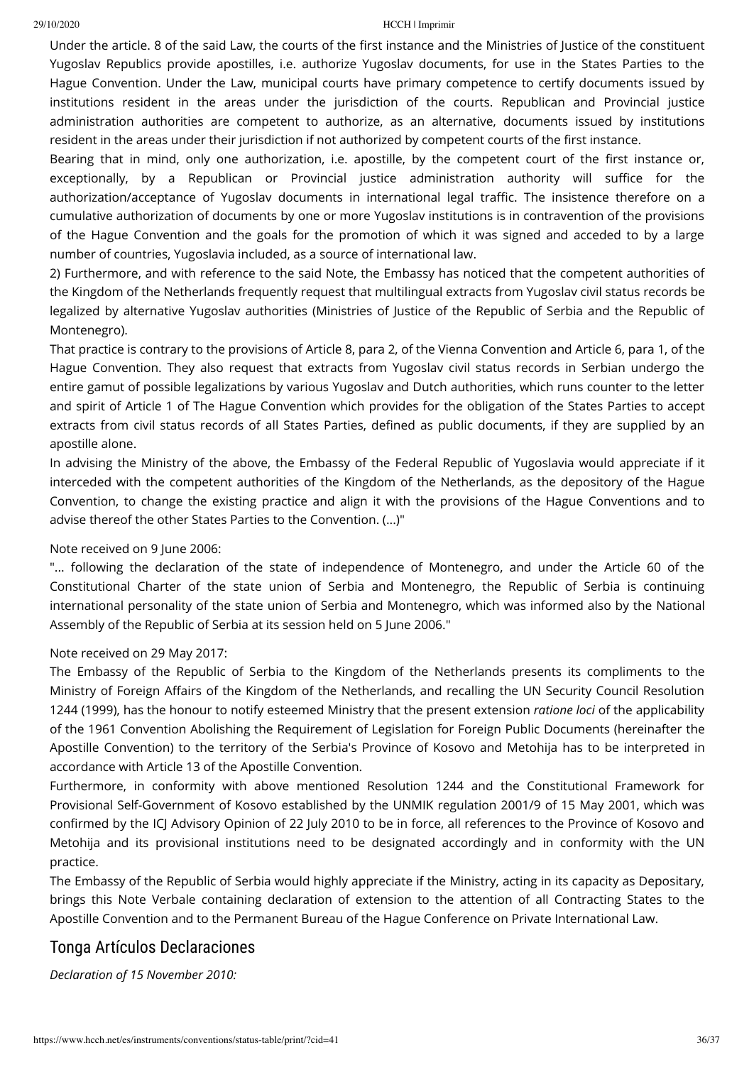Under the article. 8 of the said Law, the courts of the first instance and the Ministries of Justice of the constituent Yugoslav Republics provide apostilles, i.e. authorize Yugoslav documents, for use in the States Parties to the Hague Convention. Under the Law, municipal courts have primary competence to certify documents issued by institutions resident in the areas under the jurisdiction of the courts. Republican and Provincial justice administration authorities are competent to authorize, as an alternative, documents issued by institutions resident in the areas under their jurisdiction if not authorized by competent courts of the first instance.

Bearing that in mind, only one authorization, i.e. apostille, by the competent court of the first instance or, exceptionally, by a Republican or Provincial justice administration authority will suffice for the authorization/acceptance of Yugoslav documents in international legal traffic. The insistence therefore on a cumulative authorization of documents by one or more Yugoslav institutions is in contravention of the provisions of the Hague Convention and the goals for the promotion of which it was signed and acceded to by a large number of countries, Yugoslavia included, as a source of international law.

2) Furthermore, and with reference to the said Note, the Embassy has noticed that the competent authorities of the Kingdom of the Netherlands frequently request that multilingual extracts from Yugoslav civil status records be legalized by alternative Yugoslav authorities (Ministries of Justice of the Republic of Serbia and the Republic of Montenegro).

That practice is contrary to the provisions of Article 8, para 2, of the Vienna Convention and Article 6, para 1, of the Hague Convention. They also request that extracts from Yugoslav civil status records in Serbian undergo the entire gamut of possible legalizations by various Yugoslav and Dutch authorities, which runs counter to the letter and spirit of Article 1 of The Hague Convention which provides for the obligation of the States Parties to accept extracts from civil status records of all States Parties, defined as public documents, if they are supplied by an apostille alone.

In advising the Ministry of the above, the Embassy of the Federal Republic of Yugoslavia would appreciate if it interceded with the competent authorities of the Kingdom of the Netherlands, as the depository of the Hague Convention, to change the existing practice and align it with the provisions of the Hague Conventions and to advise thereof the other States Parties to the Convention. (...)"

Note received on 9 June 2006:

"... following the declaration of the state of independence of Montenegro, and under the Article 60 of the Constitutional Charter of the state union of Serbia and Montenegro, the Republic of Serbia is continuing international personality of the state union of Serbia and Montenegro, which was informed also by the National Assembly of the Republic of Serbia at its session held on 5 June 2006."

Note received on 29 May 2017:

The Embassy of the Republic of Serbia to the Kingdom of the Netherlands presents its compliments to the Ministry of Foreign Affairs of the Kingdom of the Netherlands, and recalling the UN Security Council Resolution 1244 (1999), has the honour to notify esteemed Ministry that the present extension *ratione loci* of the applicability of the 1961 Convention Abolishing the Requirement of Legislation for Foreign Public Documents (hereinafter the Apostille Convention) to the territory of the Serbia's Province of Kosovo and Metohija has to be interpreted in accordance with Article 13 of the Apostille Convention.

Furthermore, in conformity with above mentioned Resolution 1244 and the Constitutional Framework for Provisional Self-Government of Kosovo established by the UNMIK regulation 2001/9 of 15 May 2001, which was confirmed by the ICJ Advisory Opinion of 22 July 2010 to be in force, all references to the Province of Kosovo and Metohija and its provisional institutions need to be designated accordingly and in conformity with the UN practice.

The Embassy of the Republic of Serbia would highly appreciate if the Ministry, acting in its capacity as Depositary, brings this Note Verbale containing declaration of extension to the attention of all Contracting States to the Apostille Convention and to the Permanent Bureau of the Hague Conference on Private International Law.

## Tonga Artículos Declaraciones

*Declaration of 15 November 2010:*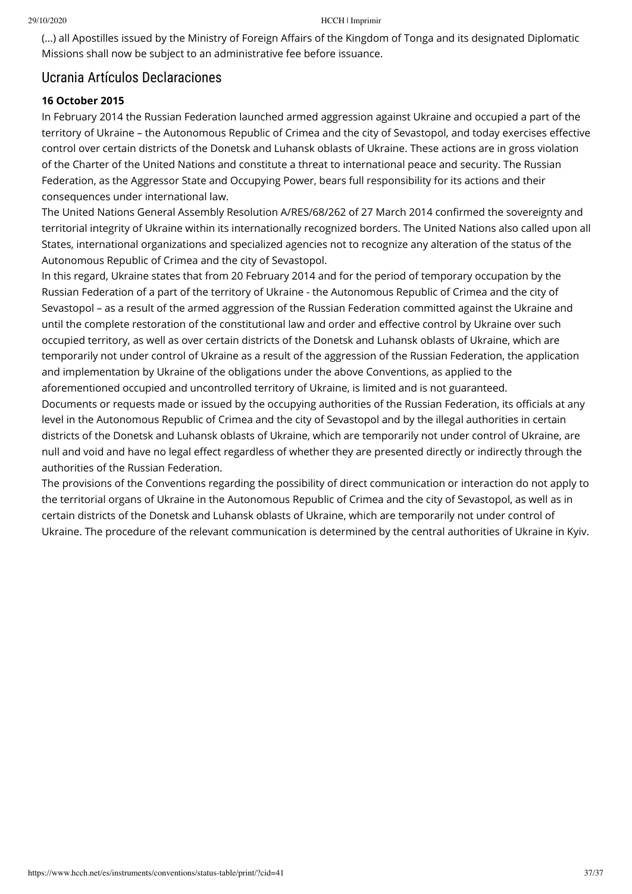(...) all Apostilles issued by the Ministry of Foreign Affairs of the Kingdom of Tonga and its designated Diplomatic Missions shall now be subject to an administrative fee before issuance.

## Ucrania Artículos Declaraciones

**16 October 2015**

In February 2014 the Russian Federation launched armed aggression against Ukraine and occupied a part of the territory of Ukraine – the Autonomous Republic of Crimea and the city of Sevastopol, and today exercises effective control over certain districts of the Donetsk and Luhansk oblasts of Ukraine. These actions are in gross violation of the Charter of the United Nations and constitute a threat to international peace and security. The Russian Federation, as the Aggressor State and Occupying Power, bears full responsibility for its actions and their consequences under international law.

The United Nations General Assembly Resolution A/RES/68/262 of 27 March 2014 confirmed the sovereignty and territorial integrity of Ukraine within its internationally recognized borders. The United Nations also called upon all States, international organizations and specialized agencies not to recognize any alteration of the status of the Autonomous Republic of Crimea and the city of Sevastopol.

In this regard, Ukraine states that from 20 February 2014 and for the period of temporary occupation by the Russian Federation of a part of the territory of Ukraine - the Autonomous Republic of Crimea and the city of Sevastopol – as a result of the armed aggression of the Russian Federation committed against the Ukraine and until the complete restoration of the constitutional law and order and effective control by Ukraine over such occupied territory, as well as over certain districts of the Donetsk and Luhansk oblasts of Ukraine, which are temporarily not under control of Ukraine as a result of the aggression of the Russian Federation, the application and implementation by Ukraine of the obligations under the above Conventions, as applied to the aforementioned occupied and uncontrolled territory of Ukraine, is limited and is not guaranteed.

Documents or requests made or issued by the occupying authorities of the Russian Federation, its officials at any level in the Autonomous Republic of Crimea and the city of Sevastopol and by the illegal authorities in certain districts of the Donetsk and Luhansk oblasts of Ukraine, which are temporarily not under control of Ukraine, are null and void and have no legal effect regardless of whether they are presented directly or indirectly through the authorities of the Russian Federation.

The provisions of the Conventions regarding the possibility of direct communication or interaction do not apply to the territorial organs of Ukraine in the Autonomous Republic of Crimea and the city of Sevastopol, as well as in certain districts of the Donetsk and Luhansk oblasts of Ukraine, which are temporarily not under control of Ukraine. The procedure of the relevant communication is determined by the central authorities of Ukraine in Kyiv.